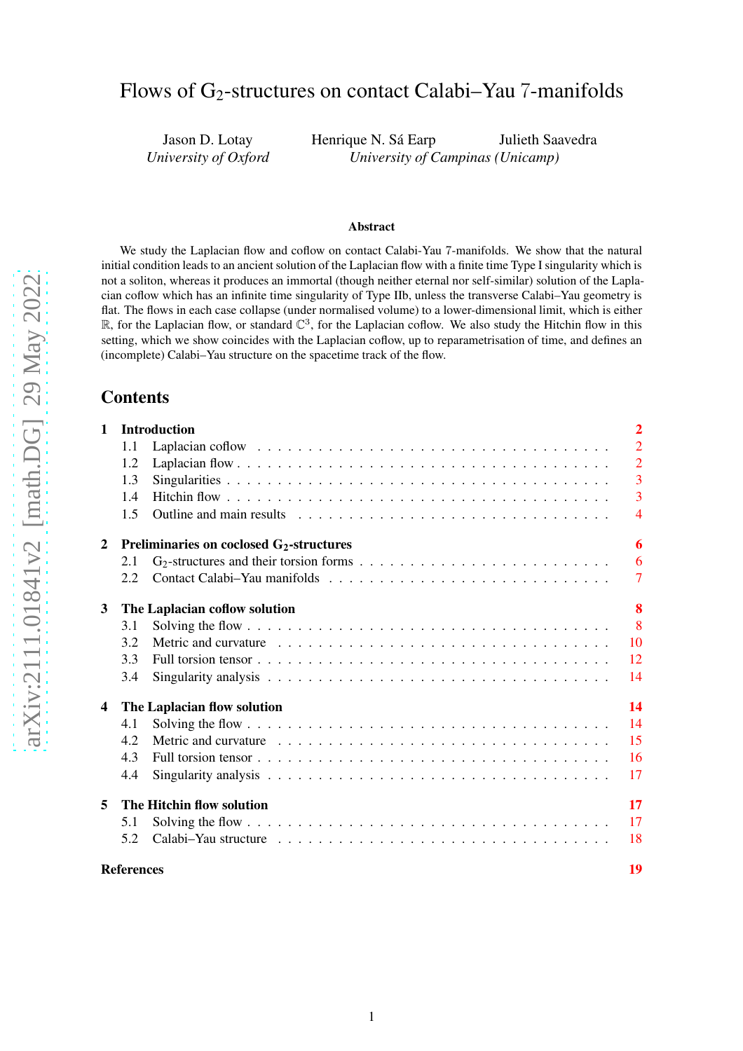# Flows of $G_2$-structures on contact Calabi–Yau 7-manifolds

Jason D. Lotay
*University of Oxford*

Henrique N. Sá Earp
Julieth Saavedra
*University of Campinas (Unicamp)*

### Abstract

We study the Laplacian flow and coflow on contact Calabi-Yau 7-manifolds. We show that the natural initial condition leads to an ancient solution of the Laplacian flow with a finite time Type I singularity which is not a soliton, whereas it produces an immortal (though neither eternal nor self-similar) solution of the Laplacian coflow which has an infinite time singularity of Type IIb, unless the transverse Calabi–Yau geometry is flat. The flows in each case collapse (under normalised volume) to a lower-dimensional limit, which is either $\mathbb{R}$, for the Laplacian flow, or standard $\mathbb{C}^3$, for the Laplacian coflow. We also study the Hitchin flow in this setting, which we show coincides with the Laplacian coflow, up to reparametrisation of time, and defines an (incomplete) Calabi–Yau structure on the spacetime track of the flow.

## Contents

**1 Introduction** — 2
- 1.1 Laplacian coflow — 2
- 1.2 Laplacian flow — 2
- 1.3 Singularities — 3
- 1.4 Hitchin flow — 3
- 1.5 Outline and main results — 4

**2 Preliminaries on coclosed $G_2$-structures** — 6
- 2.1 $G_2$-structures and their torsion forms — 6
- 2.2 Contact Calabi–Yau manifolds — 7

**3 The Laplacian coflow solution** — 8
- 3.1 Solving the flow — 8
- 3.2 Metric and curvature — 10
- 3.3 Full torsion tensor — 12
- 3.4 Singularity analysis — 14

**4 The Laplacian flow solution** — 14
- 4.1 Solving the flow — 14
- 4.2 Metric and curvature — 15
- 4.3 Full torsion tensor — 16
- 4.4 Singularity analysis — 17

**5 The Hitchin flow solution** — 17
- 5.1 Solving the flow — 17
- 5.2 Calabi–Yau structure — 18

**References** — 19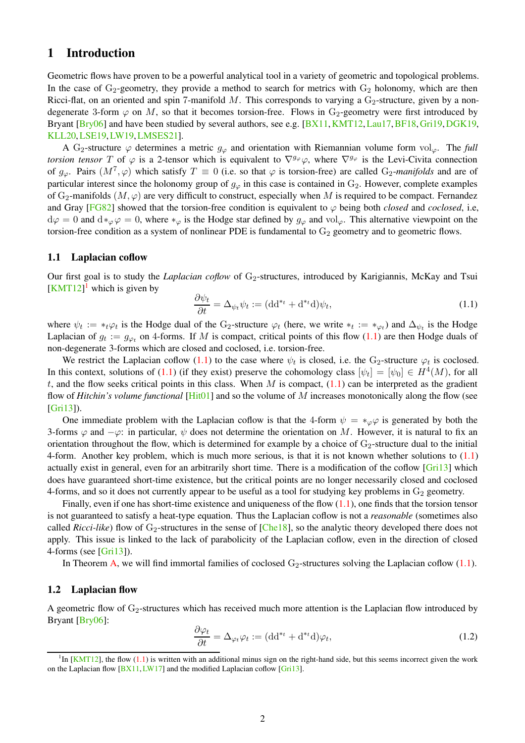## 1 Introduction

Geometric flows have proven to be a powerful analytical tool in a variety of geometric and topological problems. In the case of $\mathrm{G}_2$-geometry, they provide a method to search for metrics with $\mathrm{G}_2$ holonomy, which are then Ricci-flat, on an oriented and spin 7-manifold $M$. This corresponds to varying a $\mathrm{G}_2$-structure, given by a non-degenerate 3-form $\varphi$ on $M$, so that it becomes torsion-free. Flows in $\mathrm{G}_2$-geometry were first introduced by Bryant [Bry06] and have been studied by several authors, see e.g. [BX11, KMT12, Lau17, BF18, Gri19, DGK19, KLL20, LSE19, LW19, LMSES21].

A $\mathrm{G}_2$-structure $\varphi$ determines a metric $g_\varphi$ and orientation with Riemannian volume form $\mathrm{vol}_\varphi$. The *full torsion tensor* $T$ of $\varphi$ is a 2-tensor which is equivalent to $\nabla^{g_\varphi}\varphi$, where $\nabla^{g_\varphi}$ is the Levi-Civita connection of $g_\varphi$. Pairs $(M^7, \varphi)$ which satisfy $T \equiv 0$ (i.e. so that $\varphi$ is torsion-free) are called $\mathrm{G}_2$*-manifolds* and are of particular interest since the holonomy group of $g_\varphi$ in this case is contained in $\mathrm{G}_2$. However, complete examples of $\mathrm{G}_2$-manifolds $(M, \varphi)$ are very difficult to construct, especially when $M$ is required to be compact. Fernandez and Gray [FG82] showed that the torsion-free condition is equivalent to $\varphi$ being both *closed* and *coclosed*, i.e, $\mathrm{d}\varphi = 0$ and $\mathrm{d}*_\varphi\varphi = 0$, where $*_\varphi$ is the Hodge star defined by $g_\varphi$ and $\mathrm{vol}_\varphi$. This alternative viewpoint on the torsion-free condition as a system of nonlinear PDE is fundamental to $\mathrm{G}_2$ geometry and to geometric flows.

### 1.1 Laplacian coflow

Our first goal is to study the *Laplacian coflow* of $\mathrm{G}_2$-structures, introduced by Karigiannis, McKay and Tsui [KMT12][1] which is given by

$$\frac{\partial \psi_t}{\partial t} = \Delta_{\psi_t}\psi_t := (\mathrm{d}\mathrm{d}^{*_t} + \mathrm{d}^{*_t}\mathrm{d})\psi_t, \tag{1.1}$$

where $\psi_t := *_t\varphi_t$ is the Hodge dual of the $\mathrm{G}_2$-structure $\varphi_t$ (here, we write $*_t := *_{\varphi_t}$) and $\Delta_{\psi_t}$ is the Hodge Laplacian of $g_t := g_{\varphi_t}$ on 4-forms. If $M$ is compact, critical points of this flow (1.1) are then Hodge duals of non-degenerate 3-forms which are closed and coclosed, i.e. torsion-free.

We restrict the Laplacian coflow (1.1) to the case where $\psi_t$ is closed, i.e. the $\mathrm{G}_2$-structure $\varphi_t$ is coclosed. In this context, solutions of (1.1) (if they exist) preserve the cohomology class $[\psi_t] = [\psi_0] \in H^4(M)$, for all $t$, and the flow seeks critical points in this class. When $M$ is compact, (1.1) can be interpreted as the gradient flow of *Hitchin's volume functional* [Hit01] and so the volume of $M$ increases monotonically along the flow (see [Gri13]).

One immediate problem with the Laplacian coflow is that the 4-form $\psi = *_\varphi\varphi$ is generated by both the 3-forms $\varphi$ and $-\varphi$: in particular, $\psi$ does not determine the orientation on $M$. However, it is natural to fix an orientation throughout the flow, which is determined for example by a choice of $\mathrm{G}_2$-structure dual to the initial 4-form. Another key problem, which is much more serious, is that it is not known whether solutions to (1.1) actually exist in general, even for an arbitrarily short time. There is a modification of the coflow [Gri13] which does have guaranteed short-time existence, but the critical points are no longer necessarily closed and coclosed 4-forms, and so it does not currently appear to be useful as a tool for studying key problems in $\mathrm{G}_2$ geometry.

Finally, even if one has short-time existence and uniqueness of the flow (1.1), one finds that the torsion tensor is not guaranteed to satisfy a heat-type equation. Thus the Laplacian coflow is not a *reasonable* (sometimes also called *Ricci-like*) flow of $\mathrm{G}_2$-structures in the sense of [Che18], so the analytic theory developed there does not apply. This issue is linked to the lack of parabolicity of the Laplacian coflow, even in the direction of closed 4-forms (see [Gri13]).

In Theorem A, we will find immortal families of coclosed $\mathrm{G}_2$-structures solving the Laplacian coflow (1.1).

### 1.2 Laplacian flow

A geometric flow of $\mathrm{G}_2$-structures which has received much more attention is the Laplacian flow introduced by Bryant [Bry06]:

$$\frac{\partial \varphi_t}{\partial t} = \Delta_{\varphi_t}\varphi_t := (\mathrm{d}\mathrm{d}^{*_t} + \mathrm{d}^{*_t}\mathrm{d})\varphi_t, \tag{1.2}$$

[1] In [KMT12], the flow (1.1) is written with an additional minus sign on the right-hand side, but this seems incorrect given the work on the Laplacian flow [BX11, LW17] and the modified Laplacian coflow [Gri13].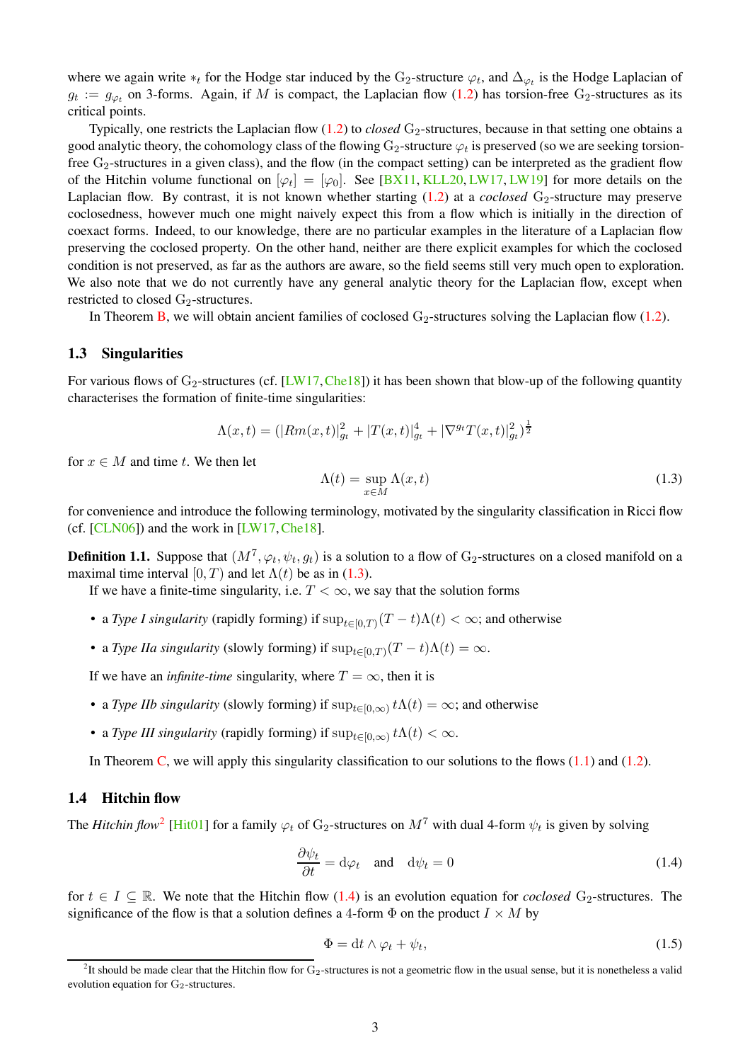where we again write $*_t$ for the Hodge star induced by the $\mathrm{G}_2$-structure $\varphi_t$, and $\Delta_{\varphi_t}$ is the Hodge Laplacian of $g_t := g_{\varphi_t}$ on 3-forms. Again, if $M$ is compact, the Laplacian flow (1.2) has torsion-free $\mathrm{G}_2$-structures as its critical points.

Typically, one restricts the Laplacian flow (1.2) to *closed* $\mathrm{G}_2$-structures, because in that setting one obtains a good analytic theory, the cohomology class of the flowing $\mathrm{G}_2$-structure $\varphi_t$ is preserved (so we are seeking torsion-free $\mathrm{G}_2$-structures in a given class), and the flow (in the compact setting) can be interpreted as the gradient flow of the Hitchin volume functional on $[\varphi_t] = [\varphi_0]$. See [BX11, KLL20, LW17, LW19] for more details on the Laplacian flow. By contrast, it is not known whether starting (1.2) at a *coclosed* $\mathrm{G}_2$-structure may preserve coclosedness, however much one might naively expect this from a flow which is initially in the direction of coexact forms. Indeed, to our knowledge, there are no particular examples in the literature of a Laplacian flow preserving the coclosed property. On the other hand, neither are there explicit examples for which the coclosed condition is not preserved, as far as the authors are aware, so the field seems still very much open to exploration. We also note that we do not currently have any general analytic theory for the Laplacian flow, except when restricted to closed $\mathrm{G}_2$-structures.

In Theorem B, we will obtain ancient families of coclosed $\mathrm{G}_2$-structures solving the Laplacian flow (1.2).

## 1.3 Singularities

For various flows of $\mathrm{G}_2$-structures (cf. [LW17, Che18]) it has been shown that blow-up of the following quantity characterises the formation of finite-time singularities:

$$\Lambda(x,t) = (|Rm(x,t)|^2_{g_t} + |T(x,t)|^4_{g_t} + |\nabla^{g_t} T(x,t)|^2_{g_t})^{\frac{1}{2}}$$

for $x \in M$ and time $t$. We then let

$$\Lambda(t) = \sup_{x\in M} \Lambda(x,t) \tag{1.3}$$

for convenience and introduce the following terminology, motivated by the singularity classification in Ricci flow (cf. [CLN06]) and the work in [LW17, Che18].

**Definition 1.1.** Suppose that $(M^7, \varphi_t, \psi_t, g_t)$ is a solution to a flow of $\mathrm{G}_2$-structures on a closed manifold on a maximal time interval $[0, T)$ and let $\Lambda(t)$ be as in (1.3).

If we have a finite-time singularity, i.e. $T < \infty$, we say that the solution forms

- a *Type I singularity* (rapidly forming) if $\sup_{t\in[0,T)}(T-t)\Lambda(t) < \infty$; and otherwise
- a *Type IIa singularity* (slowly forming) if $\sup_{t\in[0,T)}(T-t)\Lambda(t) = \infty$.

If we have an *infinite-time* singularity, where $T = \infty$, then it is

- a *Type IIb singularity* (slowly forming) if $\sup_{t\in[0,\infty)} t\Lambda(t) = \infty$; and otherwise
- a *Type III singularity* (rapidly forming) if $\sup_{t\in[0,\infty)} t\Lambda(t) < \infty$.

In Theorem C, we will apply this singularity classification to our solutions to the flows (1.1) and (1.2).

## 1.4 Hitchin flow

The *Hitchin flow*[2] [Hit01] for a family $\varphi_t$ of $\mathrm{G}_2$-structures on $M^7$ with dual 4-form $\psi_t$ is given by solving

$$\frac{\partial \psi_t}{\partial t} = \mathrm{d}\varphi_t \quad \text{and} \quad \mathrm{d}\psi_t = 0 \tag{1.4}$$

for $t \in I \subseteq \mathbb{R}$. We note that the Hitchin flow (1.4) is an evolution equation for *coclosed* $\mathrm{G}_2$-structures. The significance of the flow is that a solution defines a 4-form $\Phi$ on the product $I \times M$ by

$$\Phi = \mathrm{d}t \wedge \varphi_t + \psi_t, \tag{1.5}$$

[2] It should be made clear that the Hitchin flow for $\mathrm{G}_2$-structures is not a geometric flow in the usual sense, but it is nonetheless a valid evolution equation for $\mathrm{G}_2$-structures.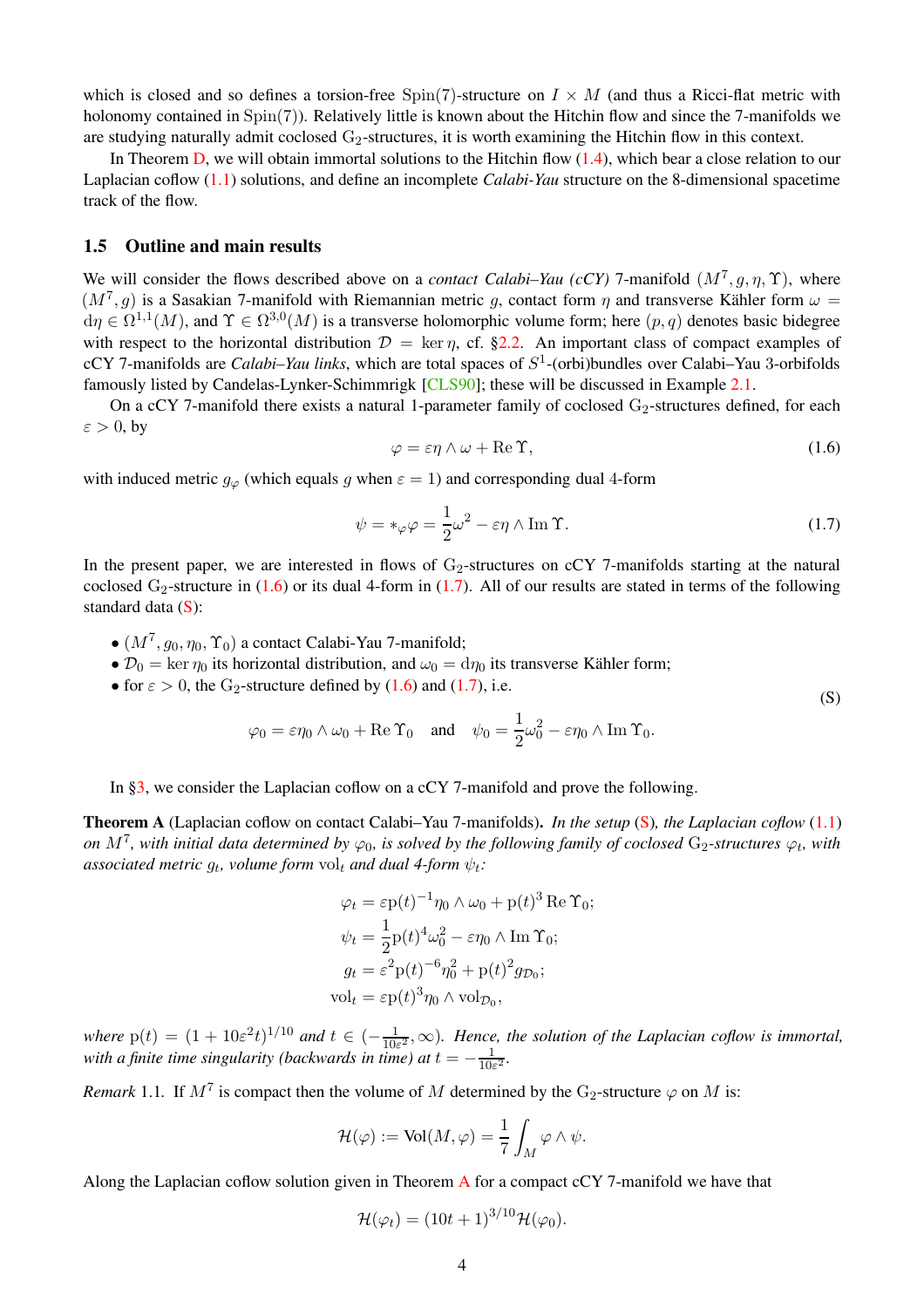which is closed and so defines a torsion-free $\mathrm{Spin}(7)$-structure on $I \times M$ (and thus a Ricci-flat metric with holonomy contained in $\mathrm{Spin}(7)$). Relatively little is known about the Hitchin flow and since the 7-manifolds we are studying naturally admit coclosed $\mathrm{G}_2$-structures, it is worth examining the Hitchin flow in this context.

In Theorem D, we will obtain immortal solutions to the Hitchin flow (1.4), which bear a close relation to our Laplacian coflow (1.1) solutions, and define an incomplete *Calabi-Yau* structure on the 8-dimensional spacetime track of the flow.

### 1.5 Outline and main results

We will consider the flows described above on a *contact Calabi–Yau (cCY)* 7-manifold $(M^7, g, \eta, \Upsilon)$, where $(M^7, g)$ is a Sasakian 7-manifold with Riemannian metric $g$, contact form $\eta$ and transverse Kähler form $\omega = \mathrm{d}\eta \in \Omega^{1,1}(M)$, and $\Upsilon \in \Omega^{3,0}(M)$ is a transverse holomorphic volume form; here $(p,q)$ denotes basic bidegree with respect to the horizontal distribution $\mathcal{D} = \ker \eta$, cf. §2.2. An important class of compact examples of cCY 7-manifolds are *Calabi–Yau links*, which are total spaces of $S^1$-(orbi)bundles over Calabi–Yau 3-orbifolds famously listed by Candelas-Lynker-Schimmrigk [CLS90]; these will be discussed in Example 2.1.

On a cCY 7-manifold there exists a natural 1-parameter family of coclosed $\mathrm{G}_2$-structures defined, for each $\varepsilon > 0$, by

$$\varphi = \varepsilon \eta \wedge \omega + \operatorname{Re} \Upsilon, \tag{1.6}$$

with induced metric $g_\varphi$ (which equals $g$ when $\varepsilon = 1$) and corresponding dual 4-form

$$\psi = *_\varphi \varphi = \frac{1}{2}\omega^2 - \varepsilon \eta \wedge \operatorname{Im} \Upsilon. \tag{1.7}$$

In the present paper, we are interested in flows of $\mathrm{G}_2$-structures on cCY 7-manifolds starting at the natural coclosed $\mathrm{G}_2$-structure in (1.6) or its dual 4-form in (1.7). All of our results are stated in terms of the following standard data (S):

- $(M^7, g_0, \eta_0, \Upsilon_0)$ a contact Calabi-Yau 7-manifold;
- $\mathcal{D}_0 = \ker \eta_0$ its horizontal distribution, and $\omega_0 = \mathrm{d}\eta_0$ its transverse Kähler form;
- for $\varepsilon > 0$, the $\mathrm{G}_2$-structure defined by (1.6) and (1.7), i.e.

$$\varphi_0 = \varepsilon \eta_0 \wedge \omega_0 + \operatorname{Re} \Upsilon_0 \quad \text{and} \quad \psi_0 = \frac{1}{2}\omega_0^2 - \varepsilon \eta_0 \wedge \operatorname{Im} \Upsilon_0. \tag{S}$$

In §3, we consider the Laplacian coflow on a cCY 7-manifold and prove the following.

**Theorem A** (Laplacian coflow on contact Calabi–Yau 7-manifolds)**.** *In the setup (S), the Laplacian coflow (1.1) on $M^7$, with initial data determined by $\varphi_0$, is solved by the following family of coclosed $\mathrm{G}_2$-structures $\varphi_t$, with associated metric $g_t$, volume form $\mathrm{vol}_t$ and dual 4-form $\psi_t$:*

$$\begin{aligned}
\varphi_t &= \varepsilon \mathrm{p}(t)^{-1} \eta_0 \wedge \omega_0 + \mathrm{p}(t)^3 \operatorname{Re} \Upsilon_0;\\
\psi_t &= \frac{1}{2}\mathrm{p}(t)^4 \omega_0^2 - \varepsilon \eta_0 \wedge \operatorname{Im} \Upsilon_0;\\
g_t &= \varepsilon^2 \mathrm{p}(t)^{-6} \eta_0^2 + \mathrm{p}(t)^2 g_{\mathcal{D}_0};\\
\mathrm{vol}_t &= \varepsilon \mathrm{p}(t)^3 \eta_0 \wedge \mathrm{vol}_{\mathcal{D}_0},
\end{aligned}$$

*where $\mathrm{p}(t) = (1 + 10\varepsilon^2 t)^{1/10}$ and $t \in (-\frac{1}{10\varepsilon^2}, \infty)$. Hence, the solution of the Laplacian coflow is immortal, with a finite time singularity (backwards in time) at $t = -\frac{1}{10\varepsilon^2}$.*

*Remark* 1.1. If $M^7$ is compact then the volume of $M$ determined by the $\mathrm{G}_2$-structure $\varphi$ on $M$ is:

$$\mathcal{H}(\varphi) := \mathrm{Vol}(M, \varphi) = \frac{1}{7}\int_M \varphi \wedge \psi.$$

Along the Laplacian coflow solution given in Theorem A for a compact cCY 7-manifold we have that

$$\mathcal{H}(\varphi_t) = (10t + 1)^{3/10} \mathcal{H}(\varphi_0).$$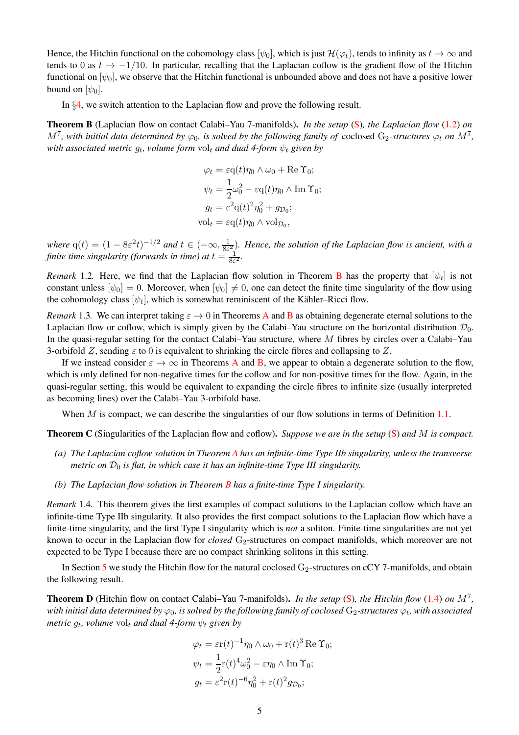Hence, the Hitchin functional on the cohomology class $[\psi_0]$, which is just $\mathcal{H}(\varphi_t)$, tends to infinity as $t \to \infty$ and tends to 0 as $t \to -1/10$. In particular, recalling that the Laplacian coflow is the gradient flow of the Hitchin functional on $[\psi_0]$, we observe that the Hitchin functional is unbounded above and does not have a positive lower bound on $[\psi_0]$.

In §4, we switch attention to the Laplacian flow and prove the following result.

**Theorem B** (Laplacian flow on contact Calabi–Yau 7-manifolds)**.** *In the setup* (S)*, the Laplacian flow* (1.2) *on $M^7$, with initial data determined by $\varphi_0$, is solved by the following family of* coclosed $\mathrm{G}_2$*-structures $\varphi_t$ on $M^7$, with associated metric $g_t$, volume form $\mathrm{vol}_t$ and dual 4-form $\psi_t$ given by*

$$
\begin{aligned}
\varphi_t &= \varepsilon \mathrm{q}(t)\eta_0 \wedge \omega_0 + \operatorname{Re}\Upsilon_0;\\
\psi_t &= \frac{1}{2}\omega_0^2 - \varepsilon \mathrm{q}(t)\eta_0 \wedge \operatorname{Im}\Upsilon_0;\\
g_t &= \varepsilon^2 \mathrm{q}(t)^2\eta_0^2 + g_{\mathcal{D}_0};\\
\mathrm{vol}_t &= \varepsilon \mathrm{q}(t)\eta_0 \wedge \mathrm{vol}_{\mathcal{D}_0},
\end{aligned}
$$

*where $\mathrm{q}(t) = (1 - 8\varepsilon^2 t)^{-1/2}$ and $t \in (-\infty, \frac{1}{8\varepsilon^2})$. Hence, the solution of the Laplacian flow is ancient, with a finite time singularity (forwards in time) at $t = \frac{1}{8\varepsilon^2}$.*

*Remark* 1.2. Here, we find that the Laplacian flow solution in Theorem B has the property that $[\psi_t]$ is not constant unless $[\psi_0] = 0$. Moreover, when $[\psi_0] \neq 0$, one can detect the finite time singularity of the flow using the cohomology class $[\psi_t]$, which is somewhat reminiscent of the Kähler–Ricci flow.

*Remark* 1.3. We can interpret taking $\varepsilon \to 0$ in Theorems A and B as obtaining degenerate eternal solutions to the Laplacian flow or coflow, which is simply given by the Calabi–Yau structure on the horizontal distribution $\mathcal{D}_0$. In the quasi-regular setting for the contact Calabi–Yau structure, where $M$ fibres by circles over a Calabi–Yau 3-orbifold $Z$, sending $\varepsilon$ to 0 is equivalent to shrinking the circle fibres and collapsing to $Z$.

If we instead consider $\varepsilon \to \infty$ in Theorems A and B, we appear to obtain a degenerate solution to the flow, which is only defined for non-negative times for the coflow and for non-positive times for the flow. Again, in the quasi-regular setting, this would be equivalent to expanding the circle fibres to infinite size (usually interpreted as becoming lines) over the Calabi–Yau 3-orbifold base.

When $M$ is compact, we can describe the singularities of our flow solutions in terms of Definition 1.1.

**Theorem C** (Singularities of the Laplacian flow and coflow)**.** *Suppose we are in the setup* (S) *and $M$ is compact.*

*(a) The Laplacian coflow solution in Theorem A has an infinite-time Type IIb singularity, unless the transverse metric on $\mathcal{D}_0$ is flat, in which case it has an infinite-time Type III singularity.*

*(b) The Laplacian flow solution in Theorem B has a finite-time Type I singularity.*

*Remark* 1.4. This theorem gives the first examples of compact solutions to the Laplacian coflow which have an infinite-time Type IIb singularity. It also provides the first compact solutions to the Laplacian flow which have a finite-time singularity, and the first Type I singularity which is *not* a soliton. Finite-time singularities are not yet known to occur in the Laplacian flow for *closed* $\mathrm{G}_2$-structures on compact manifolds, which moreover are not expected to be Type I because there are no compact shrinking solitons in this setting.

In Section 5 we study the Hitchin flow for the natural coclosed $\mathrm{G}_2$-structures on cCY 7-manifolds, and obtain the following result.

**Theorem D** (Hitchin flow on contact Calabi–Yau 7-manifolds)**.** *In the setup* (S)*, the Hitchin flow* (1.4) *on $M^7$, with initial data determined by $\varphi_0$, is solved by the following family of coclosed $\mathrm{G}_2$-structures $\varphi_t$, with associated metric $g_t$, volume $\mathrm{vol}_t$ and dual 4-form $\psi_t$ given by*

$$
\begin{aligned}
\varphi_t &= \varepsilon \mathrm{r}(t)^{-1}\eta_0 \wedge \omega_0 + \mathrm{r}(t)^3 \operatorname{Re}\Upsilon_0;\\
\psi_t &= \frac{1}{2}\mathrm{r}(t)^4\omega_0^2 - \varepsilon \eta_0 \wedge \operatorname{Im}\Upsilon_0;\\
g_t &= \varepsilon^2 \mathrm{r}(t)^{-6}\eta_0^2 + \mathrm{r}(t)^2 g_{\mathcal{D}_0};
\end{aligned}
$$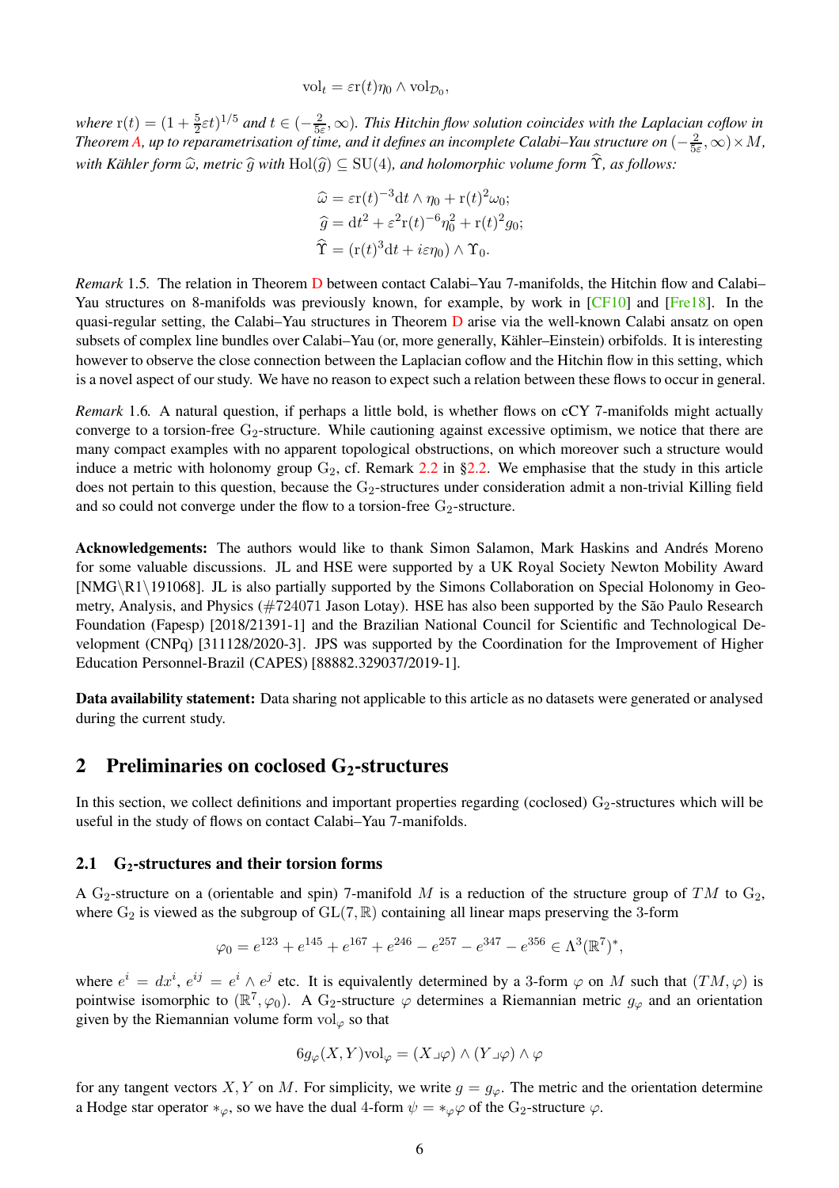$$\mathrm{vol}_t = \varepsilon \mathrm{r}(t)\eta_0 \wedge \mathrm{vol}_{\mathcal{D}_0},$$

*where* $\mathrm{r}(t) = (1 + \frac{5}{2}\varepsilon t)^{1/5}$ *and* $t \in (-\frac{2}{5\varepsilon}, \infty)$. *This Hitchin flow solution coincides with the Laplacian coflow in Theorem A, up to reparametrisation of time, and it defines an incomplete Calabi–Yau structure on* $(-\frac{2}{5\varepsilon}, \infty) \times M$, *with Kähler form* $\widehat{\omega}$, *metric* $\widehat{g}$ *with* $\mathrm{Hol}(\widehat{g}) \subseteq \mathrm{SU}(4)$, *and holomorphic volume form* $\widehat{\Upsilon}$, *as follows:*

$$\widehat{\omega} = \varepsilon \mathrm{r}(t)^{-3} \mathrm{d}t \wedge \eta_0 + \mathrm{r}(t)^2 \omega_0;$$
$$\widehat{g} = \mathrm{d}t^2 + \varepsilon^2 \mathrm{r}(t)^{-6} \eta_0^2 + \mathrm{r}(t)^2 g_0;$$
$$\widehat{\Upsilon} = (\mathrm{r}(t)^3 \mathrm{d}t + i\varepsilon\eta_0) \wedge \Upsilon_0.$$

*Remark* 1.5. The relation in Theorem D between contact Calabi–Yau 7-manifolds, the Hitchin flow and Calabi–Yau structures on 8-manifolds was previously known, for example, by work in [CF10] and [Fre18]. In the quasi-regular setting, the Calabi–Yau structures in Theorem D arise via the well-known Calabi ansatz on open subsets of complex line bundles over Calabi–Yau (or, more generally, Kähler–Einstein) orbifolds. It is interesting however to observe the close connection between the Laplacian coflow and the Hitchin flow in this setting, which is a novel aspect of our study. We have no reason to expect such a relation between these flows to occur in general.

*Remark* 1.6. A natural question, if perhaps a little bold, is whether flows on cCY 7-manifolds might actually converge to a torsion-free $\mathrm{G}_2$-structure. While cautioning against excessive optimism, we notice that there are many compact examples with no apparent topological obstructions, on which moreover such a structure would induce a metric with holonomy group $\mathrm{G}_2$, cf. Remark 2.2 in §2.2. We emphasise that the study in this article does not pertain to this question, because the $\mathrm{G}_2$-structures under consideration admit a non-trivial Killing field and so could not converge under the flow to a torsion-free $\mathrm{G}_2$-structure.

**Acknowledgements:** The authors would like to thank Simon Salamon, Mark Haskins and Andrés Moreno for some valuable discussions. JL and HSE were supported by a UK Royal Society Newton Mobility Award [NMG\R1\191068]. JL is also partially supported by the Simons Collaboration on Special Holonomy in Geometry, Analysis, and Physics (#724071 Jason Lotay). HSE has also been supported by the São Paulo Research Foundation (Fapesp) [2018/21391-1] and the Brazilian National Council for Scientific and Technological Development (CNPq) [311128/2020-3]. JPS was supported by the Coordination for the Improvement of Higher Education Personnel-Brazil (CAPES) [88882.329037/2019-1].

**Data availability statement:** Data sharing not applicable to this article as no datasets were generated or analysed during the current study.

## 2 Preliminaries on coclosed $\mathrm{G}_2$-structures

In this section, we collect definitions and important properties regarding (coclosed) $\mathrm{G}_2$-structures which will be useful in the study of flows on contact Calabi–Yau 7-manifolds.

### 2.1 $\mathrm{G}_2$-structures and their torsion forms

A $\mathrm{G}_2$-structure on a (orientable and spin) 7-manifold $M$ is a reduction of the structure group of $TM$ to $\mathrm{G}_2$, where $\mathrm{G}_2$ is viewed as the subgroup of $\mathrm{GL}(7, \mathbb{R})$ containing all linear maps preserving the 3-form

$$\varphi_0 = e^{123} + e^{145} + e^{167} + e^{246} - e^{257} - e^{347} - e^{356} \in \Lambda^3(\mathbb{R}^7)^*,$$

where $e^i = dx^i$, $e^{ij} = e^i \wedge e^j$ etc. It is equivalently determined by a 3-form $\varphi$ on $M$ such that $(TM, \varphi)$ is pointwise isomorphic to $(\mathbb{R}^7, \varphi_0)$. A $\mathrm{G}_2$-structure $\varphi$ determines a Riemannian metric $g_\varphi$ and an orientation given by the Riemannian volume form $\mathrm{vol}_\varphi$ so that

$$6 g_\varphi(X, Y)\mathrm{vol}_\varphi = (X \lrcorner \varphi) \wedge (Y \lrcorner \varphi) \wedge \varphi$$

for any tangent vectors $X, Y$ on $M$. For simplicity, we write $g = g_\varphi$. The metric and the orientation determine a Hodge star operator $*_\varphi$, so we have the dual 4-form $\psi = *_\varphi \varphi$ of the $\mathrm{G}_2$-structure $\varphi$.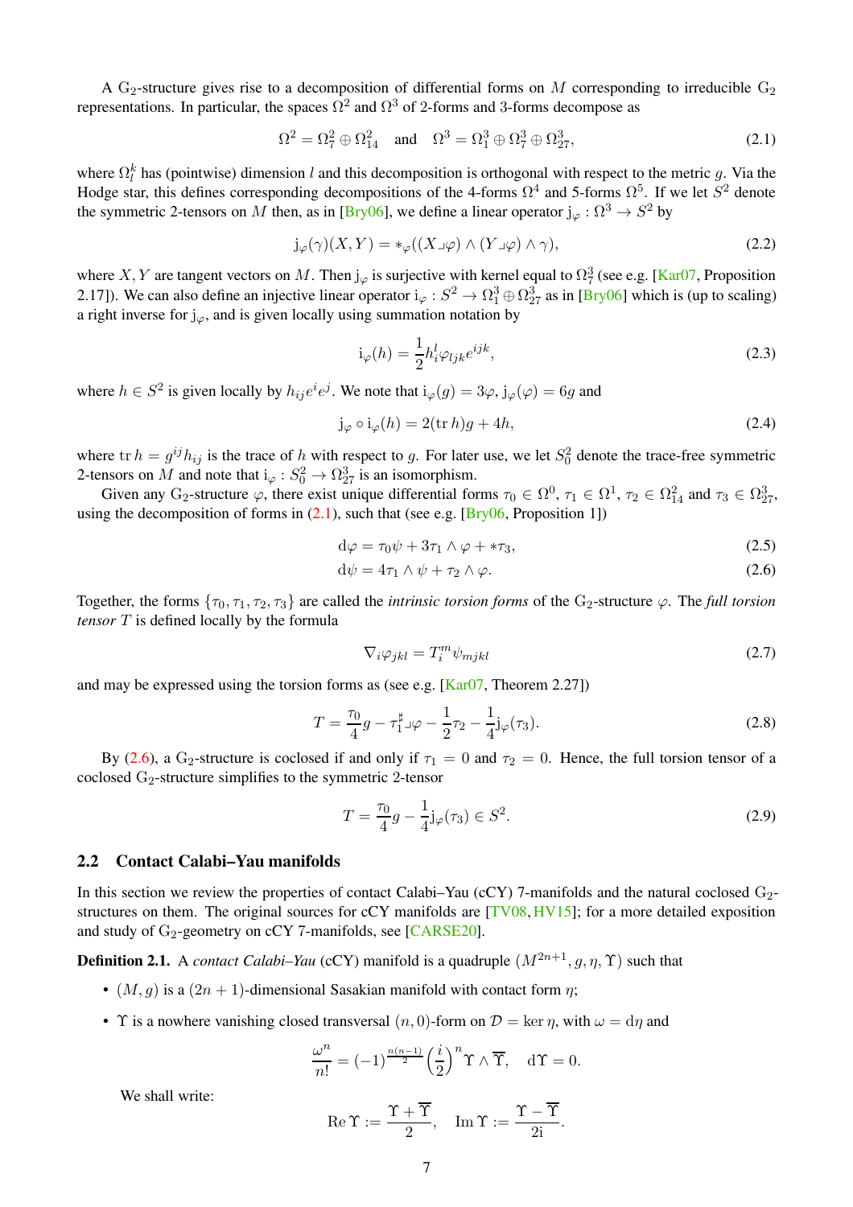A $\mathrm{G}_2$-structure gives rise to a decomposition of differential forms on $M$ corresponding to irreducible $\mathrm{G}_2$ representations. In particular, the spaces $\Omega^2$ and $\Omega^3$ of 2-forms and 3-forms decompose as

$$\Omega^2 = \Omega^2_7 \oplus \Omega^2_{14} \quad \text{and} \quad \Omega^3 = \Omega^3_1 \oplus \Omega^3_7 \oplus \Omega^3_{27}, \tag{2.1}$$

where $\Omega^k_l$ has (pointwise) dimension $l$ and this decomposition is orthogonal with respect to the metric $g$. Via the Hodge star, this defines corresponding decompositions of the 4-forms $\Omega^4$ and 5-forms $\Omega^5$. If we let $S^2$ denote the symmetric 2-tensors on $M$ then, as in [Bry06], we define a linear operator $\mathrm{j}_\varphi : \Omega^3 \to S^2$ by

$$\mathrm{j}_\varphi(\gamma)(X, Y) = *_\varphi((X \lrcorner \varphi) \wedge (Y \lrcorner \varphi) \wedge \gamma), \tag{2.2}$$

where $X, Y$ are tangent vectors on $M$. Then $\mathrm{j}_\varphi$ is surjective with kernel equal to $\Omega^3_7$ (see e.g. [Kar07, Proposition 2.17]). We can also define an injective linear operator $\mathrm{i}_\varphi : S^2 \to \Omega^3_1 \oplus \Omega^3_{27}$ as in [Bry06] which is (up to scaling) a right inverse for $\mathrm{j}_\varphi$, and is given locally using summation notation by

$$\mathrm{i}_\varphi(h) = \frac{1}{2} h^l_i \varphi_{ljk} e^{ijk}, \tag{2.3}$$

where $h \in S^2$ is given locally by $h_{ij} e^i e^j$. We note that $\mathrm{i}_\varphi(g) = 3\varphi$, $\mathrm{j}_\varphi(\varphi) = 6g$ and

$$\mathrm{j}_\varphi \circ \mathrm{i}_\varphi(h) = 2(\operatorname{tr} h) g + 4h, \tag{2.4}$$

where $\operatorname{tr} h = g^{ij} h_{ij}$ is the trace of $h$ with respect to $g$. For later use, we let $S^2_0$ denote the trace-free symmetric 2-tensors on $M$ and note that $\mathrm{i}_\varphi : S^2_0 \to \Omega^3_{27}$ is an isomorphism.

Given any $\mathrm{G}_2$-structure $\varphi$, there exist unique differential forms $\tau_0 \in \Omega^0$, $\tau_1 \in \Omega^1$, $\tau_2 \in \Omega^2_{14}$ and $\tau_3 \in \Omega^3_{27}$, using the decomposition of forms in (2.1), such that (see e.g. [Bry06, Proposition 1])

$$\mathrm{d}\varphi = \tau_0 \psi + 3\tau_1 \wedge \varphi + *\tau_3, \tag{2.5}$$

$$\mathrm{d}\psi = 4\tau_1 \wedge \psi + \tau_2 \wedge \varphi. \tag{2.6}$$

Together, the forms $\{\tau_0, \tau_1, \tau_2, \tau_3\}$ are called the *intrinsic torsion forms* of the $\mathrm{G}_2$-structure $\varphi$. The *full torsion tensor* $T$ is defined locally by the formula

$$\nabla_i \varphi_{jkl} = T^m_i \psi_{mjkl} \tag{2.7}$$

and may be expressed using the torsion forms as (see e.g. [Kar07, Theorem 2.27])

$$T = \frac{\tau_0}{4} g - \tau_1^\sharp \lrcorner \varphi - \frac{1}{2}\tau_2 - \frac{1}{4}\mathrm{j}_\varphi(\tau_3). \tag{2.8}$$

By (2.6), a $\mathrm{G}_2$-structure is coclosed if and only if $\tau_1 = 0$ and $\tau_2 = 0$. Hence, the full torsion tensor of a coclosed $\mathrm{G}_2$-structure simplifies to the symmetric 2-tensor

$$T = \frac{\tau_0}{4} g - \frac{1}{4}\mathrm{j}_\varphi(\tau_3) \in S^2. \tag{2.9}$$

### 2.2 Contact Calabi–Yau manifolds

In this section we review the properties of contact Calabi–Yau (cCY) 7-manifolds and the natural coclosed $\mathrm{G}_2$-structures on them. The original sources for cCY manifolds are [TV08, HV15]; for a more detailed exposition and study of $\mathrm{G}_2$-geometry on cCY 7-manifolds, see [CARSE20].

**Definition 2.1.** A *contact Calabi–Yau* (cCY) manifold is a quadruple $(M^{2n+1}, g, \eta, \Upsilon)$ such that

- $(M, g)$ is a $(2n+1)$-dimensional Sasakian manifold with contact form $\eta$;
- $\Upsilon$ is a nowhere vanishing closed transversal $(n, 0)$-form on $\mathcal{D} = \ker \eta$, with $\omega = \mathrm{d}\eta$ and

$$\frac{\omega^n}{n!} = (-1)^{\frac{n(n-1)}{2}} \left(\frac{i}{2}\right)^n \Upsilon \wedge \overline{\Upsilon}, \quad \mathrm{d}\Upsilon = 0.$$

We shall write:

$$\operatorname{Re}\Upsilon := \frac{\Upsilon + \overline{\Upsilon}}{2}, \quad \operatorname{Im}\Upsilon := \frac{\Upsilon - \overline{\Upsilon}}{2\mathrm{i}}.$$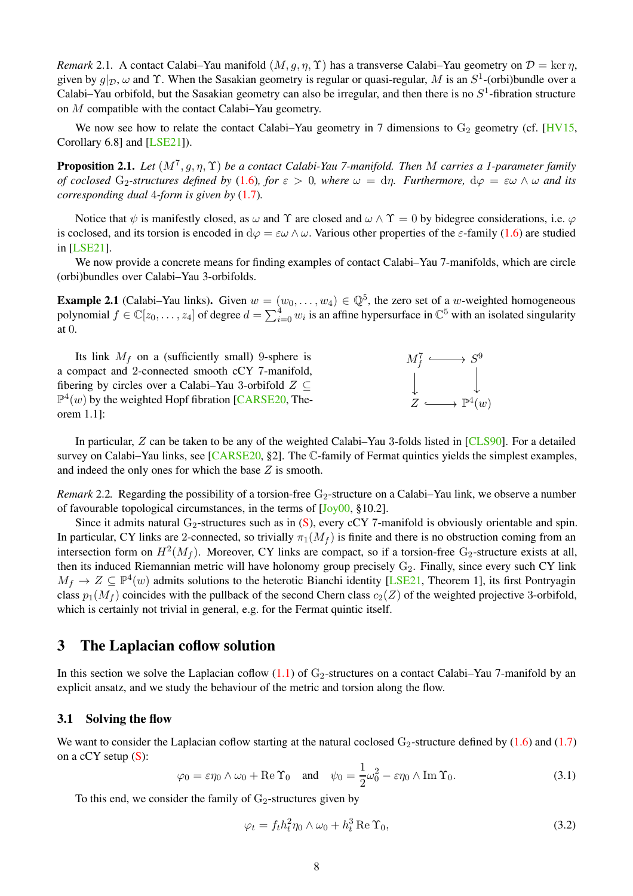*Remark* 2.1. A contact Calabi–Yau manifold $(M, g, \eta, \Upsilon)$ has a transverse Calabi–Yau geometry on $\mathcal{D} = \ker \eta$, given by $g|_{\mathcal{D}}$, $\omega$ and $\Upsilon$. When the Sasakian geometry is regular or quasi-regular, $M$ is an $S^1$-(orbi)bundle over a Calabi–Yau orbifold, but the Sasakian geometry can also be irregular, and then there is no $S^1$-fibration structure on $M$ compatible with the contact Calabi–Yau geometry.

We now see how to relate the contact Calabi–Yau geometry in 7 dimensions to $\mathrm{G}_2$ geometry (cf. [HV15, Corollary 6.8] and [LSE21]).

**Proposition 2.1.** *Let $(M^7, g, \eta, \Upsilon)$ be a contact Calabi-Yau 7-manifold. Then $M$ carries a 1-parameter family of coclosed $\mathrm{G}_2$-structures defined by (1.6), for $\varepsilon > 0$, where $\omega = \mathrm{d}\eta$. Furthermore, $\mathrm{d}\varphi = \varepsilon\omega \wedge \omega$ and its corresponding dual 4-form is given by (1.7).*

Notice that $\psi$ is manifestly closed, as $\omega$ and $\Upsilon$ are closed and $\omega \wedge \Upsilon = 0$ by bidegree considerations, i.e. $\varphi$ is coclosed, and its torsion is encoded in $\mathrm{d}\varphi = \varepsilon\omega \wedge \omega$. Various other properties of the $\varepsilon$-family (1.6) are studied in [LSE21].

We now provide a concrete means for finding examples of contact Calabi–Yau 7-manifolds, which are circle (orbi)bundles over Calabi–Yau 3-orbifolds.

**Example 2.1** (Calabi–Yau links)**.** Given $w = (w_0, \dots, w_4) \in \mathbb{Q}^5$, the zero set of a $w$-weighted homogeneous polynomial $f \in \mathbb{C}[z_0, \dots, z_4]$ of degree $d = \sum_{i=0}^4 w_i$ is an affine hypersurface in $\mathbb{C}^5$ with an isolated singularity at 0.

Its link $M_f$ on a (sufficiently small) 9-sphere is a compact and 2-connected smooth cCY 7-manifold, fibering by circles over a Calabi–Yau 3-orbifold $Z \subseteq \mathbb{P}^4(w)$ by the weighted Hopf fibration [CARSE20, Theorem 1.1]:

$$
\begin{array}{ccc}
M_f^7 & \hookrightarrow & S^9 \\
\downarrow & & \downarrow \\
Z & \hookrightarrow & \mathbb{P}^4(w)
\end{array}
$$

In particular, $Z$ can be taken to be any of the weighted Calabi–Yau 3-folds listed in [CLS90]. For a detailed survey on Calabi–Yau links, see [CARSE20, §2]. The $\mathbb{C}$-family of Fermat quintics yields the simplest examples, and indeed the only ones for which the base $Z$ is smooth.

*Remark* 2.2. Regarding the possibility of a torsion-free $\mathrm{G}_2$-structure on a Calabi–Yau link, we observe a number of favourable topological circumstances, in the terms of [Joy00, §10.2].

Since it admits natural $\mathrm{G}_2$-structures such as in (S), every cCY 7-manifold is obviously orientable and spin. In particular, CY links are 2-connected, so trivially $\pi_1(M_f)$ is finite and there is no obstruction coming from an intersection form on $H^2(M_f)$. Moreover, CY links are compact, so if a torsion-free $\mathrm{G}_2$-structure exists at all, then its induced Riemannian metric will have holonomy group precisely $\mathrm{G}_2$. Finally, since every such CY link $M_f \to Z \subseteq \mathbb{P}^4(w)$ admits solutions to the heterotic Bianchi identity [LSE21, Theorem 1], its first Pontryagin class $p_1(M_f)$ coincides with the pullback of the second Chern class $c_2(Z)$ of the weighted projective 3-orbifold, which is certainly not trivial in general, e.g. for the Fermat quintic itself.

# 3 The Laplacian coflow solution

In this section we solve the Laplacian coflow (1.1) of $\mathrm{G}_2$-structures on a contact Calabi–Yau 7-manifold by an explicit ansatz, and we study the behaviour of the metric and torsion along the flow.

## 3.1 Solving the flow

We want to consider the Laplacian coflow starting at the natural coclosed $\mathrm{G}_2$-structure defined by (1.6) and (1.7) on a cCY setup (S):

$$
\varphi_0 = \varepsilon\eta_0 \wedge \omega_0 + \operatorname{Re}\Upsilon_0 \quad \text{and} \quad \psi_0 = \frac{1}{2}\omega_0^2 - \varepsilon\eta_0 \wedge \operatorname{Im}\Upsilon_0. \tag{3.1}
$$

To this end, we consider the family of $\mathrm{G}_2$-structures given by

$$
\varphi_t = f_t h_t^2 \eta_0 \wedge \omega_0 + h_t^3 \operatorname{Re}\Upsilon_0, \tag{3.2}
$$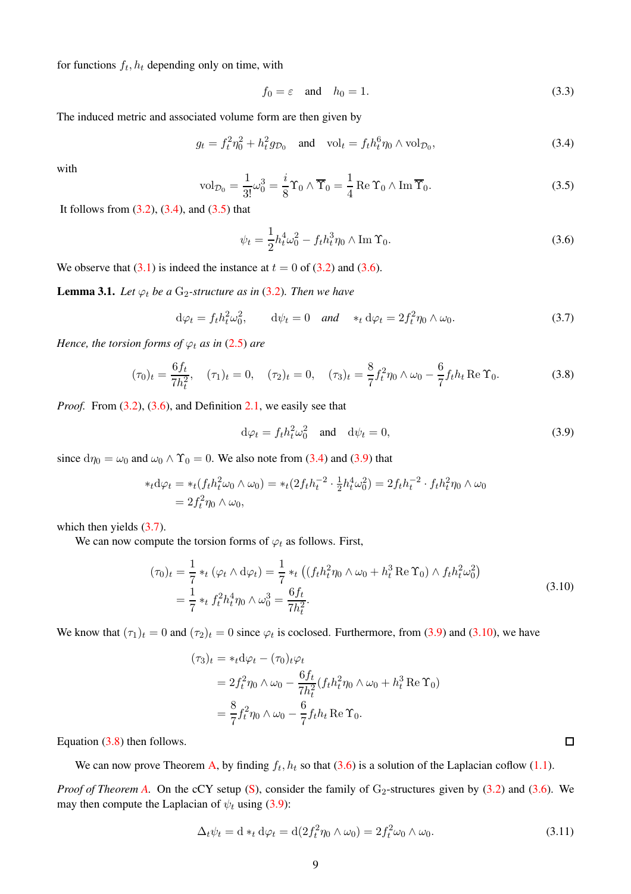for functions $f_t, h_t$ depending only on time, with

$$f_0 = \varepsilon \quad \text{and} \quad h_0 = 1. \tag{3.3}$$

The induced metric and associated volume form are then given by

$$g_t = f_t^2 \eta_0^2 + h_t^2 g_{\mathcal{D}_0} \quad \text{and} \quad \mathrm{vol}_t = f_t h_t^6 \eta_0 \wedge \mathrm{vol}_{\mathcal{D}_0}, \tag{3.4}$$

with

$$\mathrm{vol}_{\mathcal{D}_0} = \frac{1}{3!}\omega_0^3 = \frac{i}{8}\Upsilon_0 \wedge \overline{\Upsilon}_0 = \frac{1}{4}\operatorname{Re}\Upsilon_0 \wedge \operatorname{Im}\overline{\Upsilon}_0. \tag{3.5}$$

It follows from (3.2), (3.4), and (3.5) that

$$\psi_t = \frac{1}{2}h_t^4 \omega_0^2 - f_t h_t^3 \eta_0 \wedge \operatorname{Im}\Upsilon_0. \tag{3.6}$$

We observe that (3.1) is indeed the instance at $t = 0$ of (3.2) and (3.6).

**Lemma 3.1.** *Let $\varphi_t$ be a $\mathrm{G}_2$-structure as in (3.2). Then we have*

$$\mathrm{d}\varphi_t = f_t h_t^2 \omega_0^2, \qquad \mathrm{d}\psi_t = 0 \quad \textit{and} \quad *_t \mathrm{d}\varphi_t = 2f_t^2 \eta_0 \wedge \omega_0. \tag{3.7}$$

*Hence, the torsion forms of $\varphi_t$ as in (2.5) are*

$$(\tau_0)_t = \frac{6f_t}{7h_t^2}, \quad (\tau_1)_t = 0, \quad (\tau_2)_t = 0, \quad (\tau_3)_t = \frac{8}{7}f_t^2 \eta_0 \wedge \omega_0 - \frac{6}{7}f_t h_t \operatorname{Re}\Upsilon_0. \tag{3.8}$$

*Proof.* From (3.2), (3.6), and Definition 2.1, we easily see that

$$\mathrm{d}\varphi_t = f_t h_t^2 \omega_0^2 \quad \text{and} \quad \mathrm{d}\psi_t = 0, \tag{3.9}$$

since $\mathrm{d}\eta_0 = \omega_0$ and $\omega_0 \wedge \Upsilon_0 = 0$. We also note from (3.4) and (3.9) that

$$\begin{aligned}
*_t \mathrm{d}\varphi_t &= *_t(f_t h_t^2 \omega_0 \wedge \omega_0) = *_t(2f_t h_t^{-2} \cdot \tfrac{1}{2}h_t^4 \omega_0^2) = 2f_t h_t^{-2} \cdot f_t h_t^2 \eta_0 \wedge \omega_0 \\
&= 2f_t^2 \eta_0 \wedge \omega_0,
\end{aligned}$$

which then yields (3.7).

We can now compute the torsion forms of $\varphi_t$ as follows. First,

$$\begin{aligned}
(\tau_0)_t &= \frac{1}{7} *_t (\varphi_t \wedge \mathrm{d}\varphi_t) = \frac{1}{7} *_t \left( (f_t h_t^2 \eta_0 \wedge \omega_0 + h_t^3 \operatorname{Re}\Upsilon_0) \wedge f_t h_t^2 \omega_0^2 \right) \\
&= \frac{1}{7} *_t f_t^2 h_t^4 \eta_0 \wedge \omega_0^3 = \frac{6f_t}{7h_t^2}.
\end{aligned} \tag{3.10}$$

We know that $(\tau_1)_t = 0$ and $(\tau_2)_t = 0$ since $\varphi_t$ is coclosed. Furthermore, from (3.9) and (3.10), we have

$$\begin{aligned}
(\tau_3)_t &= *_t \mathrm{d}\varphi_t - (\tau_0)_t \varphi_t \\
&= 2f_t^2 \eta_0 \wedge \omega_0 - \frac{6f_t}{7h_t^2}(f_t h_t^2 \eta_0 \wedge \omega_0 + h_t^3 \operatorname{Re}\Upsilon_0) \\
&= \frac{8}{7}f_t^2 \eta_0 \wedge \omega_0 - \frac{6}{7}f_t h_t \operatorname{Re}\Upsilon_0.
\end{aligned}$$

Equation (3.8) then follows. ∎

We can now prove Theorem A, by finding $f_t, h_t$ so that (3.6) is a solution of the Laplacian coflow (1.1).

*Proof of Theorem A.* On the cCY setup (S), consider the family of $\mathrm{G}_2$-structures given by (3.2) and (3.6). We may then compute the Laplacian of $\psi_t$ using (3.9):

$$\Delta_t \psi_t = \mathrm{d} *_t \mathrm{d}\varphi_t = \mathrm{d}(2f_t^2 \eta_0 \wedge \omega_0) = 2f_t^2 \omega_0 \wedge \omega_0. \tag{3.11}$$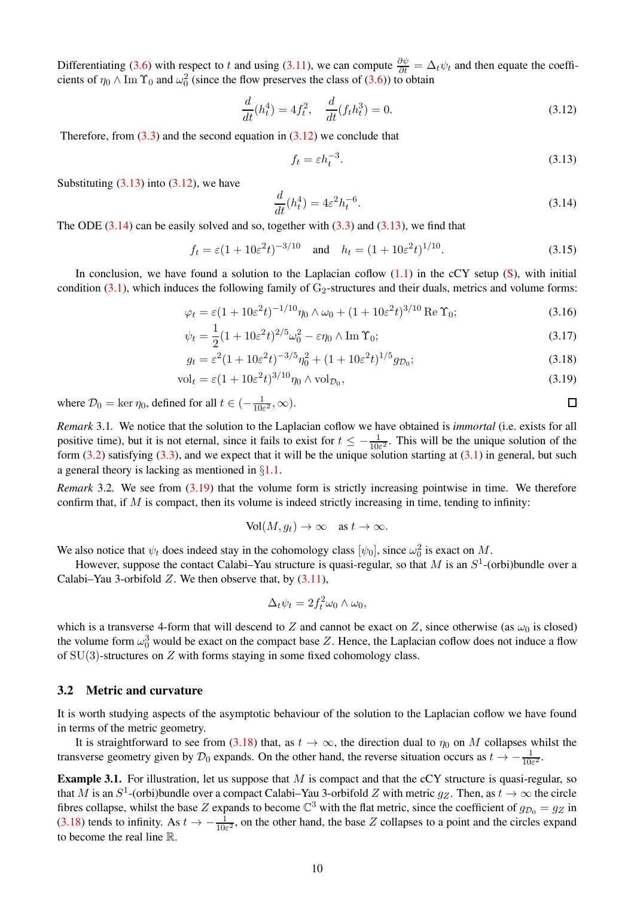Differentiating (3.6) with respect to $t$ and using (3.11), we can compute $\frac{\partial \psi}{\partial t} = \Delta_t \psi_t$ and then equate the coefficients of $\eta_0 \wedge \operatorname{Im} \Upsilon_0$ and $\omega_0^2$ (since the flow preserves the class of (3.6)) to obtain

$$\frac{d}{dt}(h_t^4) = 4f_t^2, \quad \frac{d}{dt}(f_t h_t^3) = 0. \tag{3.12}$$

Therefore, from (3.3) and the second equation in (3.12) we conclude that

$$f_t = \varepsilon h_t^{-3}. \tag{3.13}$$

Substituting (3.13) into (3.12), we have

$$\frac{d}{dt}(h_t^4) = 4\varepsilon^2 h_t^{-6}. \tag{3.14}$$

The ODE (3.14) can be easily solved and so, together with (3.3) and (3.13), we find that

$$f_t = \varepsilon(1+10\varepsilon^2 t)^{-3/10} \quad \text{and} \quad h_t = (1+10\varepsilon^2 t)^{1/10}. \tag{3.15}$$

In conclusion, we have found a solution to the Laplacian coflow (1.1) in the cCY setup (S), with initial condition (3.1), which induces the following family of $\mathrm{G}_2$-structures and their duals, metrics and volume forms:

$$\varphi_t = \varepsilon(1+10\varepsilon^2 t)^{-1/10}\eta_0 \wedge \omega_0 + (1+10\varepsilon^2 t)^{3/10} \operatorname{Re} \Upsilon_0; \tag{3.16}$$

$$\psi_t = \frac{1}{2}(1+10\varepsilon^2 t)^{2/5}\omega_0^2 - \varepsilon \eta_0 \wedge \operatorname{Im} \Upsilon_0; \tag{3.17}$$

$$g_t = \varepsilon^2(1+10\varepsilon^2 t)^{-3/5}\eta_0^2 + (1+10\varepsilon^2 t)^{1/5} g_{\mathcal{D}_0}; \tag{3.18}$$

$$\mathrm{vol}_t = \varepsilon(1+10\varepsilon^2 t)^{3/10}\eta_0 \wedge \mathrm{vol}_{\mathcal{D}_0}, \tag{3.19}$$

where $\mathcal{D}_0 = \ker \eta_0$, defined for all $t \in (-\frac{1}{10\varepsilon^2}, \infty)$. □

*Remark* 3.1. We notice that the solution to the Laplacian coflow we have obtained is *immortal* (i.e. exists for all positive time), but it is not eternal, since it fails to exist for $t \leq -\frac{1}{10\varepsilon^2}$. This will be the unique solution of the form (3.2) satisfying (3.3), and we expect that it will be the unique solution starting at (3.1) in general, but such a general theory is lacking as mentioned in §1.1.

*Remark* 3.2. We see from (3.19) that the volume form is strictly increasing pointwise in time. We therefore confirm that, if $M$ is compact, then its volume is indeed strictly increasing in time, tending to infinity:

$$\mathrm{Vol}(M, g_t) \to \infty \quad \text{as } t \to \infty.$$

We also notice that $\psi_t$ does indeed stay in the cohomology class $[\psi_0]$, since $\omega_0^2$ is exact on $M$.

However, suppose the contact Calabi–Yau structure is quasi-regular, so that $M$ is an $S^1$-(orbi)bundle over a Calabi–Yau 3-orbifold $Z$. We then observe that, by (3.11),

$$\Delta_t \psi_t = 2f_t^2 \omega_0 \wedge \omega_0,$$

which is a transverse 4-form that will descend to $Z$ and cannot be exact on $Z$, since otherwise (as $\omega_0$ is closed) the volume form $\omega_0^3$ would be exact on the compact base $Z$. Hence, the Laplacian coflow does not induce a flow of $\mathrm{SU}(3)$-structures on $Z$ with forms staying in some fixed cohomology class.

### 3.2 Metric and curvature

It is worth studying aspects of the asymptotic behaviour of the solution to the Laplacian coflow we have found in terms of the metric geometry.

It is straightforward to see from (3.18) that, as $t \to \infty$, the direction dual to $\eta_0$ on $M$ collapses whilst the transverse geometry given by $\mathcal{D}_0$ expands. On the other hand, the reverse situation occurs as $t \to -\frac{1}{10\varepsilon^2}$.

**Example 3.1.** For illustration, let us suppose that $M$ is compact and that the cCY structure is quasi-regular, so that $M$ is an $S^1$-(orbi)bundle over a compact Calabi–Yau 3-orbifold $Z$ with metric $g_Z$. Then, as $t \to \infty$ the circle fibres collapse, whilst the base $Z$ expands to become $\mathbb{C}^3$ with the flat metric, since the coefficient of $g_{\mathcal{D}_0} = g_Z$ in (3.18) tends to infinity. As $t \to -\frac{1}{10\varepsilon^2}$, on the other hand, the base $Z$ collapses to a point and the circles expand to become the real line $\mathbb{R}$.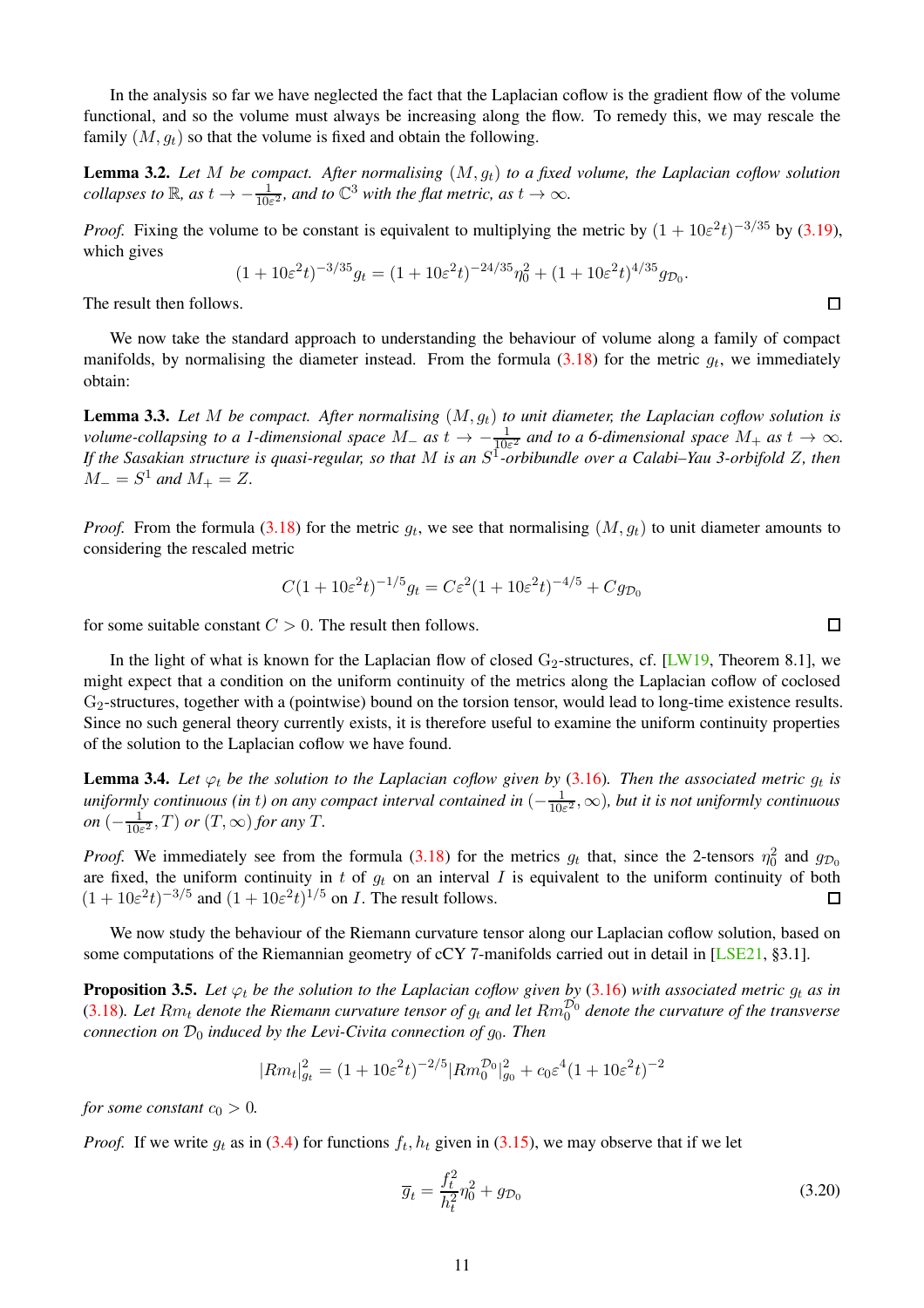In the analysis so far we have neglected the fact that the Laplacian coflow is the gradient flow of the volume functional, and so the volume must always be increasing along the flow. To remedy this, we may rescale the family $(M, g_t)$ so that the volume is fixed and obtain the following.

**Lemma 3.2.** *Let $M$ be compact. After normalising $(M, g_t)$ to a fixed volume, the Laplacian coflow solution collapses to $\mathbb{R}$, as $t \to -\frac{1}{10\varepsilon^2}$, and to $\mathbb{C}^3$ with the flat metric, as $t \to \infty$.*

*Proof.* Fixing the volume to be constant is equivalent to multiplying the metric by $(1 + 10\varepsilon^2 t)^{-3/35}$ by (3.19), which gives

$$(1 + 10\varepsilon^2 t)^{-3/35} g_t = (1 + 10\varepsilon^2 t)^{-24/35} \eta_0^2 + (1 + 10\varepsilon^2 t)^{4/35} g_{\mathcal{D}_0}.$$

The result then follows. □

We now take the standard approach to understanding the behaviour of volume along a family of compact manifolds, by normalising the diameter instead. From the formula (3.18) for the metric $g_t$, we immediately obtain:

**Lemma 3.3.** *Let $M$ be compact. After normalising $(M, g_t)$ to unit diameter, the Laplacian coflow solution is volume-collapsing to a 1-dimensional space $M_-$ as $t \to -\frac{1}{10\varepsilon^2}$ and to a 6-dimensional space $M_+$ as $t \to \infty$. If the Sasakian structure is quasi-regular, so that $M$ is an $S^1$-orbibundle over a Calabi–Yau 3-orbifold $Z$, then $M_- = S^1$ and $M_+ = Z$.*

*Proof.* From the formula (3.18) for the metric $g_t$, we see that normalising $(M, g_t)$ to unit diameter amounts to considering the rescaled metric

$$C(1 + 10\varepsilon^2 t)^{-1/5} g_t = C\varepsilon^2 (1 + 10\varepsilon^2 t)^{-4/5} + C g_{\mathcal{D}_0}$$

for some suitable constant $C > 0$. The result then follows. □

In the light of what is known for the Laplacian flow of closed $\mathrm{G}_2$-structures, cf. [LW19, Theorem 8.1], we might expect that a condition on the uniform continuity of the metrics along the Laplacian coflow of coclosed $\mathrm{G}_2$-structures, together with a (pointwise) bound on the torsion tensor, would lead to long-time existence results. Since no such general theory currently exists, it is therefore useful to examine the uniform continuity properties of the solution to the Laplacian coflow we have found.

**Lemma 3.4.** *Let $\varphi_t$ be the solution to the Laplacian coflow given by (3.16). Then the associated metric $g_t$ is uniformly continuous (in $t$) on any compact interval contained in $(-\frac{1}{10\varepsilon^2}, \infty)$, but it is not uniformly continuous on $(-\frac{1}{10\varepsilon^2}, T)$ or $(T, \infty)$ for any $T$.*

*Proof.* We immediately see from the formula (3.18) for the metrics $g_t$ that, since the 2-tensors $\eta_0^2$ and $g_{\mathcal{D}_0}$ are fixed, the uniform continuity in $t$ of $g_t$ on an interval $I$ is equivalent to the uniform continuity of both $(1 + 10\varepsilon^2 t)^{-3/5}$ and $(1 + 10\varepsilon^2 t)^{1/5}$ on $I$. The result follows. □

We now study the behaviour of the Riemann curvature tensor along our Laplacian coflow solution, based on some computations of the Riemannian geometry of cCY 7-manifolds carried out in detail in [LSE21, §3.1].

**Proposition 3.5.** *Let $\varphi_t$ be the solution to the Laplacian coflow given by (3.16) with associated metric $g_t$ as in (3.18). Let $Rm_t$ denote the Riemann curvature tensor of $g_t$ and let $Rm_0^{\mathcal{D}_0}$ denote the curvature of the transverse connection on $\mathcal{D}_0$ induced by the Levi-Civita connection of $g_0$. Then*

$$|Rm_t|^2_{g_t} = (1 + 10\varepsilon^2 t)^{-2/5} |Rm_0^{\mathcal{D}_0}|^2_{g_0} + c_0 \varepsilon^4 (1 + 10\varepsilon^2 t)^{-2}$$

*for some constant $c_0 > 0$.*

*Proof.* If we write $g_t$ as in (3.4) for functions $f_t, h_t$ given in (3.15), we may observe that if we let

$$\overline{g}_t = \frac{f_t^2}{h_t^2} \eta_0^2 + g_{\mathcal{D}_0} \tag{3.20}$$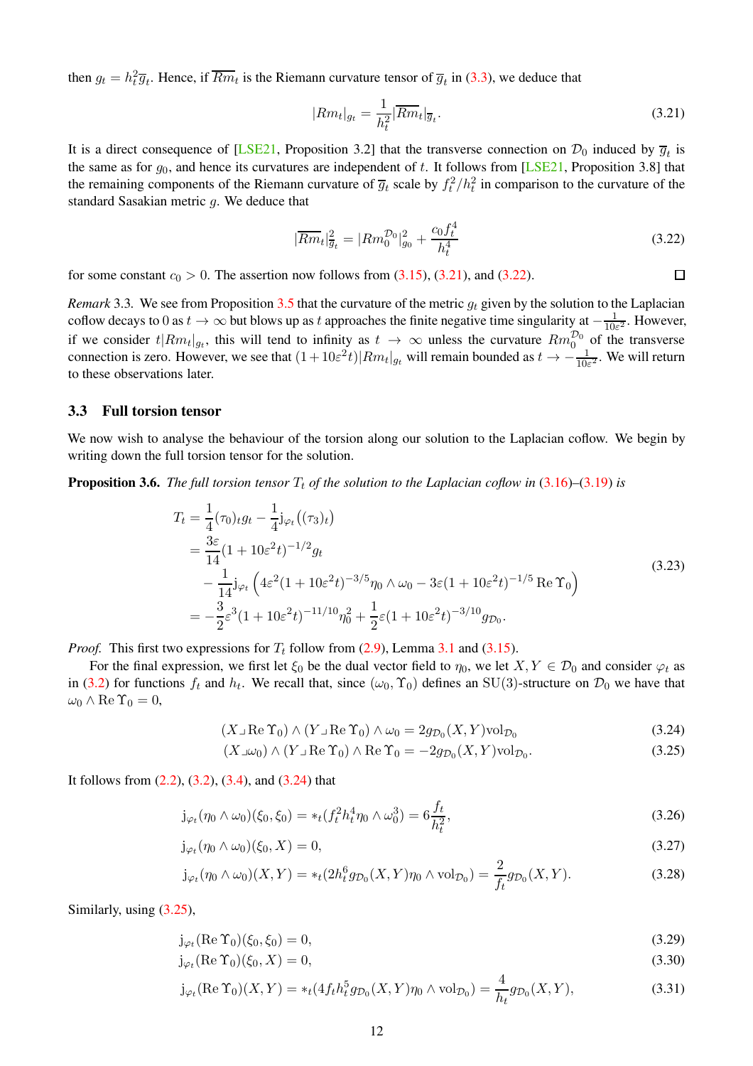then $g_t = h_t^2 \overline{g}_t$. Hence, if $\overline{Rm}_t$ is the Riemann curvature tensor of $\overline{g}_t$ in (3.3), we deduce that

$$|Rm_t|_{g_t} = \frac{1}{h_t^2}|\overline{Rm}_t|_{\overline{g}_t}. \tag{3.21}$$

It is a direct consequence of [LSE21, Proposition 3.2] that the transverse connection on $\mathcal{D}_0$ induced by $\overline{g}_t$ is the same as for $g_0$, and hence its curvatures are independent of $t$. It follows from [LSE21, Proposition 3.8] that the remaining components of the Riemann curvature of $\overline{g}_t$ scale by $f_t^2/h_t^2$ in comparison to the curvature of the standard Sasakian metric $g$. We deduce that

$$|\overline{Rm}_t|^2_{\overline{g}_t} = |Rm_0^{\mathcal{D}_0}|^2_{g_0} + \frac{c_0 f_t^4}{h_t^4} \tag{3.22}$$

for some constant $c_0 > 0$. The assertion now follows from (3.15), (3.21), and (3.22). $\square$

*Remark* 3.3. We see from Proposition 3.5 that the curvature of the metric $g_t$ given by the solution to the Laplacian coflow decays to 0 as $t \to \infty$ but blows up as $t$ approaches the finite negative time singularity at $-\frac{1}{10\varepsilon^2}$. However, if we consider $t|Rm_t|_{g_t}$, this will tend to infinity as $t \to \infty$ unless the curvature $Rm_0^{\mathcal{D}_0}$ of the transverse connection is zero. However, we see that $(1+10\varepsilon^2 t)|Rm_t|_{g_t}$ will remain bounded as $t \to -\frac{1}{10\varepsilon^2}$. We will return to these observations later.

### 3.3 Full torsion tensor

We now wish to analyse the behaviour of the torsion along our solution to the Laplacian coflow. We begin by writing down the full torsion tensor for the solution.

**Proposition 3.6.** *The full torsion tensor $T_t$ of the solution to the Laplacian coflow in (3.16)–(3.19) is*

$$\begin{aligned}
T_t &= \frac{1}{4}(\tau_0)_t g_t - \frac{1}{4}\mathrm{j}_{\varphi_t}\big((\tau_3)_t\big) \\
&= \frac{3\varepsilon}{14}(1+10\varepsilon^2 t)^{-1/2} g_t \\
&\quad - \frac{1}{14}\mathrm{j}_{\varphi_t}\left(4\varepsilon^2(1+10\varepsilon^2 t)^{-3/5}\eta_0 \wedge \omega_0 - 3\varepsilon(1+10\varepsilon^2 t)^{-1/5}\operatorname{Re}\Upsilon_0\right) \\
&= -\frac{3}{2}\varepsilon^3(1+10\varepsilon^2 t)^{-11/10}\eta_0^2 + \frac{1}{2}\varepsilon(1+10\varepsilon^2 t)^{-3/10} g_{\mathcal{D}_0}.
\end{aligned} \tag{3.23}$$

*Proof.* This first two expressions for $T_t$ follow from (2.9), Lemma 3.1 and (3.15).

For the final expression, we first let $\xi_0$ be the dual vector field to $\eta_0$, we let $X, Y \in \mathcal{D}_0$ and consider $\varphi_t$ as in (3.2) for functions $f_t$ and $h_t$. We recall that, since $(\omega_0, \Upsilon_0)$ defines an $\mathrm{SU}(3)$-structure on $\mathcal{D}_0$ we have that $\omega_0 \wedge \operatorname{Re}\Upsilon_0 = 0$,

$$(X \lrcorner \operatorname{Re}\Upsilon_0) \wedge (Y \lrcorner \operatorname{Re}\Upsilon_0) \wedge \omega_0 = 2 g_{\mathcal{D}_0}(X,Y)\mathrm{vol}_{\mathcal{D}_0} \tag{3.24}$$

$$(X \lrcorner \omega_0) \wedge (Y \lrcorner \operatorname{Re}\Upsilon_0) \wedge \operatorname{Re}\Upsilon_0 = -2 g_{\mathcal{D}_0}(X,Y)\mathrm{vol}_{\mathcal{D}_0}. \tag{3.25}$$

It follows from (2.2), (3.2), (3.4), and (3.24) that

$$\mathrm{j}_{\varphi_t}(\eta_0 \wedge \omega_0)(\xi_0, \xi_0) = *_t(f_t^2 h_t^4 \eta_0 \wedge \omega_0^3) = 6\frac{f_t}{h_t^2}, \tag{3.26}$$

$$\mathrm{j}_{\varphi_t}(\eta_0 \wedge \omega_0)(\xi_0, X) = 0, \tag{3.27}$$

$$\mathrm{j}_{\varphi_t}(\eta_0 \wedge \omega_0)(X, Y) = *_t(2h_t^6 g_{\mathcal{D}_0}(X,Y)\eta_0 \wedge \mathrm{vol}_{\mathcal{D}_0}) = \frac{2}{f_t} g_{\mathcal{D}_0}(X,Y). \tag{3.28}$$

Similarly, using (3.25),

$$\mathrm{j}_{\varphi_t}(\operatorname{Re}\Upsilon_0)(\xi_0, \xi_0) = 0, \tag{3.29}$$

$$\mathrm{j}_{\varphi_t}(\operatorname{Re}\Upsilon_0)(\xi_0, X) = 0, \tag{3.30}$$

$$\mathrm{j}_{\varphi_t}(\operatorname{Re}\Upsilon_0)(X, Y) = *_t(4 f_t h_t^5 g_{\mathcal{D}_0}(X,Y)\eta_0 \wedge \mathrm{vol}_{\mathcal{D}_0}) = \frac{4}{h_t} g_{\mathcal{D}_0}(X,Y), \tag{3.31}$$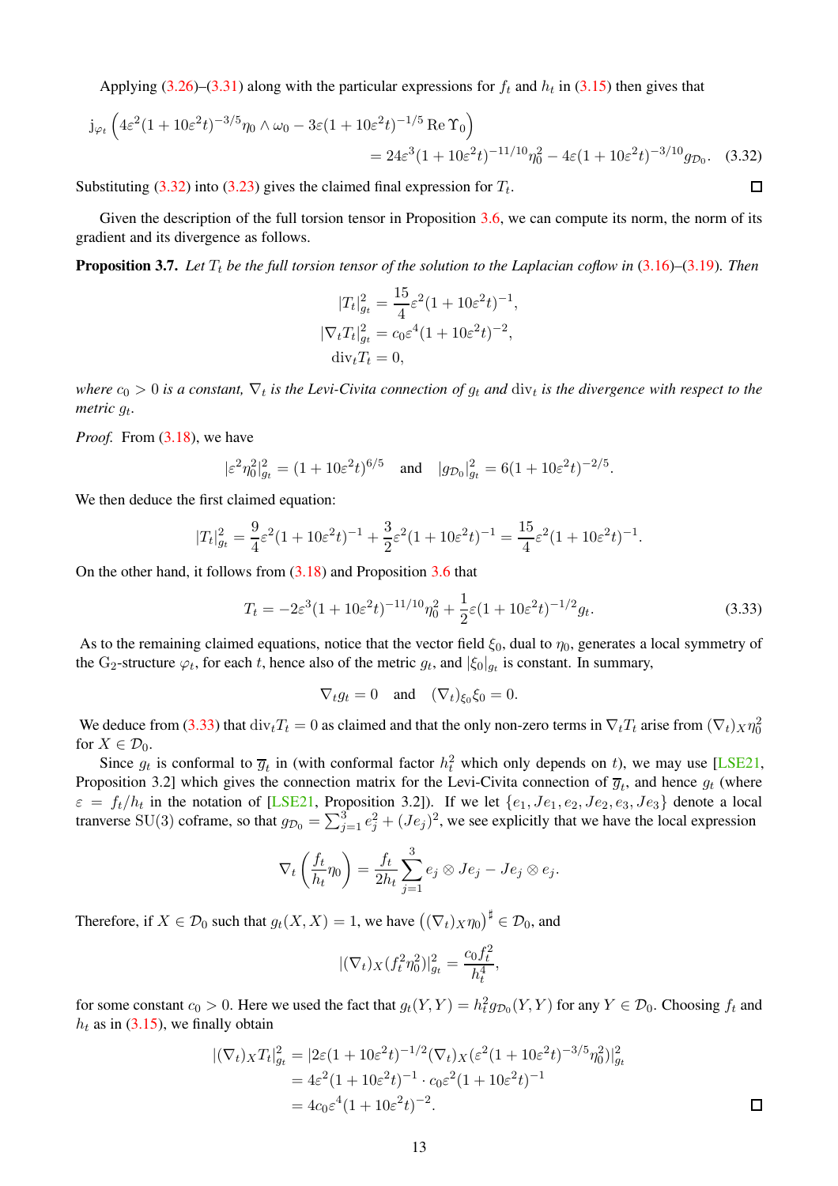Applying (3.26)–(3.31) along with the particular expressions for $f_t$ and $h_t$ in (3.15) then gives that

$$\mathrm{j}_{\varphi_t}\left(4\varepsilon^2(1+10\varepsilon^2 t)^{-3/5}\eta_0\wedge\omega_0 - 3\varepsilon(1+10\varepsilon^2 t)^{-1/5}\,\mathrm{Re}\,\Upsilon_0\right) = 24\varepsilon^3(1+10\varepsilon^2 t)^{-11/10}\eta_0^2 - 4\varepsilon(1+10\varepsilon^2 t)^{-3/10}g_{\mathcal{D}_0}. \quad (3.32)$$

Substituting (3.32) into (3.23) gives the claimed final expression for $T_t$. ☐

Given the description of the full torsion tensor in Proposition 3.6, we can compute its norm, the norm of its gradient and its divergence as follows.

**Proposition 3.7.** *Let $T_t$ be the full torsion tensor of the solution to the Laplacian coflow in (3.16)–(3.19). Then*

$$|T_t|^2_{g_t} = \frac{15}{4}\varepsilon^2(1+10\varepsilon^2 t)^{-1},$$
$$|\nabla_t T_t|^2_{g_t} = c_0\varepsilon^4(1+10\varepsilon^2 t)^{-2},$$
$$\mathrm{div}_t T_t = 0,$$

*where $c_0>0$ is a constant, $\nabla_t$ is the Levi-Civita connection of $g_t$ and $\mathrm{div}_t$ is the divergence with respect to the metric $g_t$.*

*Proof.* From (3.18), we have

$$|\varepsilon^2\eta_0^2|^2_{g_t} = (1+10\varepsilon^2 t)^{6/5} \quad\text{and}\quad |g_{\mathcal{D}_0}|^2_{g_t} = 6(1+10\varepsilon^2 t)^{-2/5}.$$

We then deduce the first claimed equation:

$$|T_t|^2_{g_t} = \frac{9}{4}\varepsilon^2(1+10\varepsilon^2 t)^{-1} + \frac{3}{2}\varepsilon^2(1+10\varepsilon^2 t)^{-1} = \frac{15}{4}\varepsilon^2(1+10\varepsilon^2 t)^{-1}.$$

On the other hand, it follows from (3.18) and Proposition 3.6 that

$$T_t = -2\varepsilon^3(1+10\varepsilon^2 t)^{-11/10}\eta_0^2 + \frac{1}{2}\varepsilon(1+10\varepsilon^2 t)^{-1/2}g_t. \quad (3.33)$$

As to the remaining claimed equations, notice that the vector field $\xi_0$, dual to $\eta_0$, generates a local symmetry of the $\mathrm{G}_2$-structure $\varphi_t$, for each $t$, hence also of the metric $g_t$, and $|\xi_0|_{g_t}$ is constant. In summary,

$$\nabla_t g_t = 0 \quad\text{and}\quad (\nabla_t)_{\xi_0}\xi_0 = 0.$$

We deduce from (3.33) that $\mathrm{div}_t T_t = 0$ as claimed and that the only non-zero terms in $\nabla_t T_t$ arise from $(\nabla_t)_X\eta_0^2$ for $X\in\mathcal{D}_0$.

Since $g_t$ is conformal to $\overline{g}_t$ in (with conformal factor $h_t^2$ which only depends on $t$), we may use [LSE21, Proposition 3.2] which gives the connection matrix for the Levi-Civita connection of $\overline{g}_t$, and hence $g_t$ (where $\varepsilon = f_t/h_t$ in the notation of [LSE21, Proposition 3.2]). If we let $\{e_1, Je_1, e_2, Je_2, e_3, Je_3\}$ denote a local tranverse $\mathrm{SU}(3)$ coframe, so that $g_{\mathcal{D}_0} = \sum_{j=1}^3 e_j^2 + (Je_j)^2$, we see explicitly that we have the local expression

$$\nabla_t\left(\frac{f_t}{h_t}\eta_0\right) = \frac{f_t}{2h_t}\sum_{j=1}^3 e_j\otimes Je_j - Je_j\otimes e_j.$$

Therefore, if $X\in\mathcal{D}_0$ such that $g_t(X,X)=1$, we have $\big((\nabla_t)_X\eta_0\big)^\sharp\in\mathcal{D}_0$, and

$$|(\nabla_t)_X(f_t^2\eta_0^2)|^2_{g_t} = \frac{c_0 f_t^2}{h_t^4},$$

for some constant $c_0>0$. Here we used the fact that $g_t(Y,Y) = h_t^2 g_{\mathcal{D}_0}(Y,Y)$ for any $Y\in\mathcal{D}_0$. Choosing $f_t$ and $h_t$ as in (3.15), we finally obtain

$$\begin{aligned}|(\nabla_t)_X T_t|^2_{g_t} &= |2\varepsilon(1+10\varepsilon^2 t)^{-1/2}(\nabla_t)_X(\varepsilon^2(1+10\varepsilon^2 t)^{-3/5}\eta_0^2)|^2_{g_t}\\ &= 4\varepsilon^2(1+10\varepsilon^2 t)^{-1}\cdot c_0\varepsilon^2(1+10\varepsilon^2 t)^{-1}\\ &= 4c_0\varepsilon^4(1+10\varepsilon^2 t)^{-2}.\end{aligned}$$

☐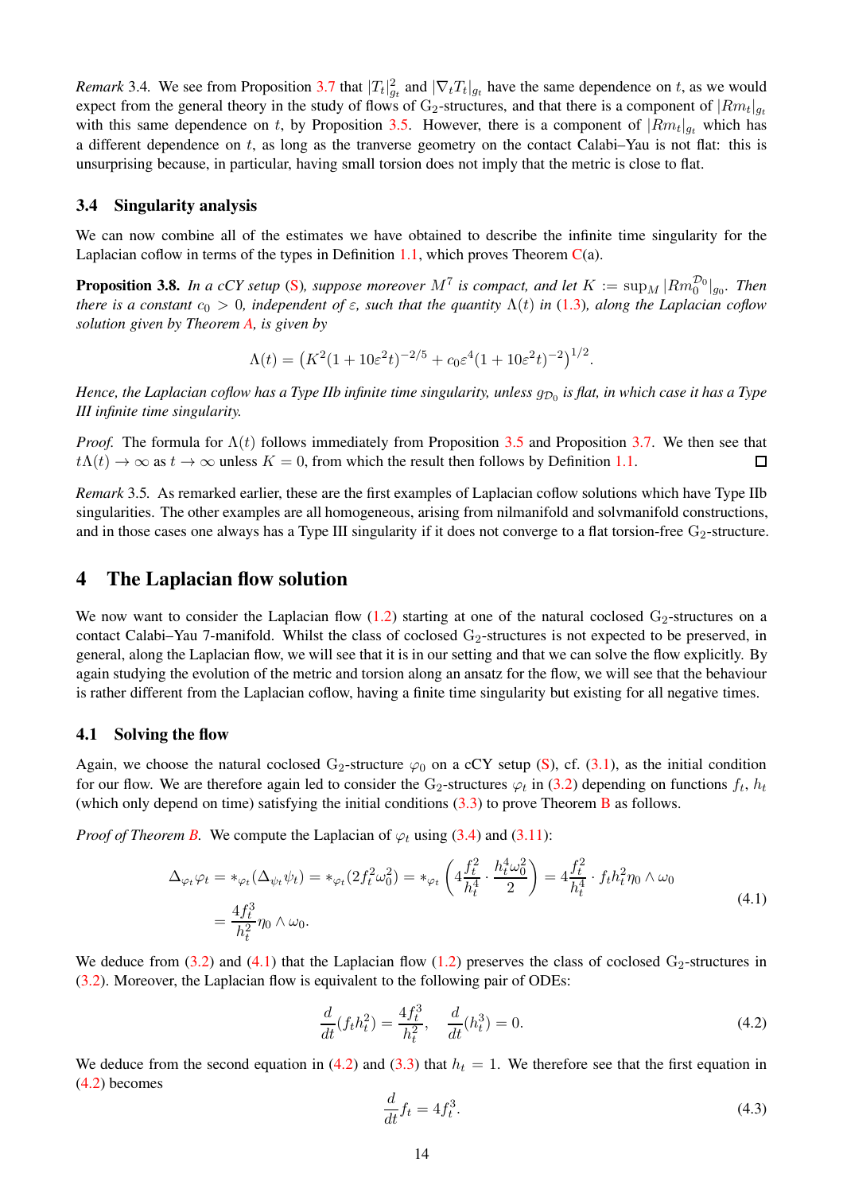*Remark* 3.4. We see from Proposition 3.7 that $|T_t|^2_{g_t}$ and $|\nabla_t T_t|_{g_t}$ have the same dependence on $t$, as we would expect from the general theory in the study of flows of $\mathrm{G}_2$-structures, and that there is a component of $|Rm_t|_{g_t}$ with this same dependence on $t$, by Proposition 3.5. However, there is a component of $|Rm_t|_{g_t}$ which has a different dependence on $t$, as long as the tranverse geometry on the contact Calabi–Yau is not flat: this is unsurprising because, in particular, having small torsion does not imply that the metric is close to flat.

### 3.4 Singularity analysis

We can now combine all of the estimates we have obtained to describe the infinite time singularity for the Laplacian coflow in terms of the types in Definition 1.1, which proves Theorem C(a).

**Proposition 3.8.** *In a cCY setup (S), suppose moreover $M^7$ is compact, and let $K := \sup_M |Rm_0^{\mathcal{D}_0}|_{g_0}$. Then there is a constant $c_0 > 0$, independent of $\varepsilon$, such that the quantity $\Lambda(t)$ in (1.3), along the Laplacian coflow solution given by Theorem A, is given by*

$$\Lambda(t) = \left(K^2(1+10\varepsilon^2 t)^{-2/5} + c_0\varepsilon^4(1+10\varepsilon^2 t)^{-2}\right)^{1/2}.$$

*Hence, the Laplacian coflow has a Type IIb infinite time singularity, unless $g_{\mathcal{D}_0}$ is flat, in which case it has a Type III infinite time singularity.*

*Proof.* The formula for $\Lambda(t)$ follows immediately from Proposition 3.5 and Proposition 3.7. We then see that $t\Lambda(t) \to \infty$ as $t \to \infty$ unless $K = 0$, from which the result then follows by Definition 1.1. □

*Remark* 3.5. As remarked earlier, these are the first examples of Laplacian coflow solutions which have Type IIb singularities. The other examples are all homogeneous, arising from nilmanifold and solvmanifold constructions, and in those cases one always has a Type III singularity if it does not converge to a flat torsion-free $\mathrm{G}_2$-structure.

## 4 The Laplacian flow solution

We now want to consider the Laplacian flow (1.2) starting at one of the natural coclosed $\mathrm{G}_2$-structures on a contact Calabi–Yau 7-manifold. Whilst the class of coclosed $\mathrm{G}_2$-structures is not expected to be preserved, in general, along the Laplacian flow, we will see that it is in our setting and that we can solve the flow explicitly. By again studying the evolution of the metric and torsion along an ansatz for the flow, we will see that the behaviour is rather different from the Laplacian coflow, having a finite time singularity but existing for all negative times.

### 4.1 Solving the flow

Again, we choose the natural coclosed $\mathrm{G}_2$-structure $\varphi_0$ on a cCY setup (S), cf. (3.1), as the initial condition for our flow. We are therefore again led to consider the $\mathrm{G}_2$-structures $\varphi_t$ in (3.2) depending on functions $f_t$, $h_t$ (which only depend on time) satisfying the initial conditions (3.3) to prove Theorem B as follows.

*Proof of Theorem B.* We compute the Laplacian of $\varphi_t$ using (3.4) and (3.11):

$$\begin{aligned}\Delta_{\varphi_t}\varphi_t &= *_{\varphi_t}(\Delta_{\psi_t}\psi_t) = *_{\varphi_t}(2f_t^2\omega_0^2) = *_{\varphi_t}\left(4\frac{f_t^2}{h_t^4}\cdot\frac{h_t^4\omega_0^2}{2}\right) = 4\frac{f_t^2}{h_t^4}\cdot f_t h_t^2\eta_0\wedge\omega_0 \\ &= \frac{4f_t^3}{h_t^2}\eta_0\wedge\omega_0.\end{aligned} \tag{4.1}$$

We deduce from (3.2) and (4.1) that the Laplacian flow (1.2) preserves the class of coclosed $\mathrm{G}_2$-structures in (3.2). Moreover, the Laplacian flow is equivalent to the following pair of ODEs:

$$\frac{d}{dt}(f_t h_t^2) = \frac{4f_t^3}{h_t^2}, \quad \frac{d}{dt}(h_t^3) = 0. \tag{4.2}$$

We deduce from the second equation in (4.2) and (3.3) that $h_t = 1$. We therefore see that the first equation in (4.2) becomes

$$\frac{d}{dt}f_t = 4f_t^3. \tag{4.3}$$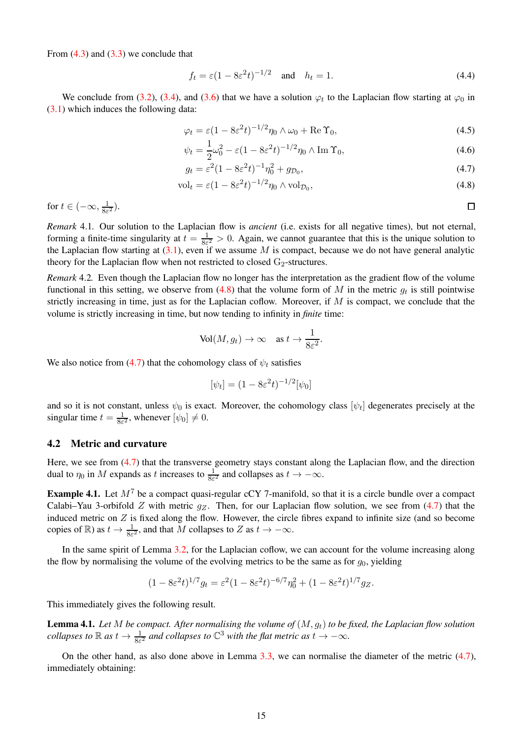From (4.3) and (3.3) we conclude that

$$f_t = \varepsilon(1 - 8\varepsilon^2 t)^{-1/2} \quad \text{and} \quad h_t = 1. \tag{4.4}$$

We conclude from (3.2), (3.4), and (3.6) that we have a solution $\varphi_t$ to the Laplacian flow starting at $\varphi_0$ in (3.1) which induces the following data:

$$\varphi_t = \varepsilon(1 - 8\varepsilon^2 t)^{-1/2}\eta_0 \wedge \omega_0 + \operatorname{Re}\Upsilon_0, \tag{4.5}$$

$$\psi_t = \frac{1}{2}\omega_0^2 - \varepsilon(1 - 8\varepsilon^2 t)^{-1/2}\eta_0 \wedge \operatorname{Im}\Upsilon_0, \tag{4.6}$$

$$g_t = \varepsilon^2(1 - 8\varepsilon^2 t)^{-1}\eta_0^2 + g_{\mathcal{D}_0}, \tag{4.7}$$

$$\mathrm{vol}_t = \varepsilon(1 - 8\varepsilon^2 t)^{-1/2}\eta_0 \wedge \mathrm{vol}_{\mathcal{D}_0}, \tag{4.8}$$

for $t \in (-\infty, \frac{1}{8\varepsilon^2})$. □

*Remark* 4.1. Our solution to the Laplacian flow is *ancient* (i.e. exists for all negative times), but not eternal, forming a finite-time singularity at $t = \frac{1}{8\varepsilon^2} > 0$. Again, we cannot guarantee that this is the unique solution to the Laplacian flow starting at (3.1), even if we assume $M$ is compact, because we do not have general analytic theory for the Laplacian flow when not restricted to closed $\mathrm{G}_2$-structures.

*Remark* 4.2. Even though the Laplacian flow no longer has the interpretation as the gradient flow of the volume functional in this setting, we observe from (4.8) that the volume form of $M$ in the metric $g_t$ is still pointwise strictly increasing in time, just as for the Laplacian coflow. Moreover, if $M$ is compact, we conclude that the volume is strictly increasing in time, but now tending to infinity in *finite* time:

$$\mathrm{Vol}(M, g_t) \to \infty \quad \text{as } t \to \frac{1}{8\varepsilon^2}.$$

We also notice from (4.7) that the cohomology class of $\psi_t$ satisfies

$$[\psi_t] = (1 - 8\varepsilon^2 t)^{-1/2}[\psi_0]$$

and so it is not constant, unless $\psi_0$ is exact. Moreover, the cohomology class $[\psi_t]$ degenerates precisely at the singular time $t = \frac{1}{8\varepsilon^2}$, whenever $[\psi_0] \neq 0$.

### 4.2 Metric and curvature

Here, we see from (4.7) that the transverse geometry stays constant along the Laplacian flow, and the direction dual to $\eta_0$ in $M$ expands as $t$ increases to $\frac{1}{8\varepsilon^2}$ and collapses as $t \to -\infty$.

**Example 4.1.** Let $M^7$ be a compact quasi-regular cCY 7-manifold, so that it is a circle bundle over a compact Calabi–Yau 3-orbifold $Z$ with metric $g_Z$. Then, for our Laplacian flow solution, we see from (4.7) that the induced metric on $Z$ is fixed along the flow. However, the circle fibres expand to infinite size (and so become copies of $\mathbb{R}$) as $t \to \frac{1}{8\varepsilon^2}$, and that $M$ collapses to $Z$ as $t \to -\infty$.

In the same spirit of Lemma 3.2, for the Laplacian coflow, we can account for the volume increasing along the flow by normalising the volume of the evolving metrics to be the same as for $g_0$, yielding

$$(1 - 8\varepsilon^2 t)^{1/7} g_t = \varepsilon^2(1 - 8\varepsilon^2 t)^{-6/7}\eta_0^2 + (1 - 8\varepsilon^2 t)^{1/7} g_Z.$$

This immediately gives the following result.

**Lemma 4.1.** *Let $M$ be compact. After normalising the volume of $(M, g_t)$ to be fixed, the Laplacian flow solution collapses to $\mathbb{R}$ as $t \to \frac{1}{8\varepsilon^2}$ and collapses to $\mathbb{C}^3$ with the flat metric as $t \to -\infty$.*

On the other hand, as also done above in Lemma 3.3, we can normalise the diameter of the metric (4.7), immediately obtaining: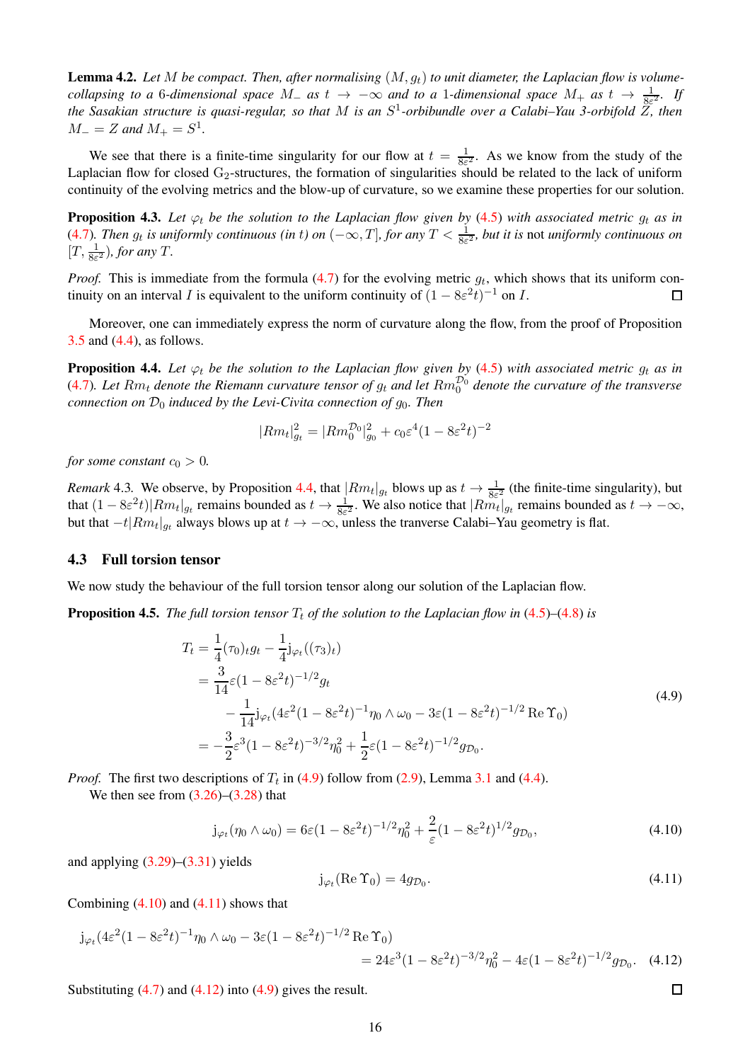**Lemma 4.2.** *Let $M$ be compact. Then, after normalising $(M, g_t)$ to unit diameter, the Laplacian flow is volume-collapsing to a 6-dimensional space $M_-$ as $t \to -\infty$ and to a 1-dimensional space $M_+$ as $t \to \frac{1}{8\varepsilon^2}$. If the Sasakian structure is quasi-regular, so that $M$ is an $S^1$-orbibundle over a Calabi–Yau 3-orbifold $Z$, then $M_- = Z$ and $M_+ = S^1$.*

We see that there is a finite-time singularity for our flow at $t = \frac{1}{8\varepsilon^2}$. As we know from the study of the Laplacian flow for closed $\mathrm{G}_2$-structures, the formation of singularities should be related to the lack of uniform continuity of the evolving metrics and the blow-up of curvature, so we examine these properties for our solution.

**Proposition 4.3.** *Let $\varphi_t$ be the solution to the Laplacian flow given by (4.5) with associated metric $g_t$ as in (4.7). Then $g_t$ is uniformly continuous (in $t$) on $(-\infty, T]$, for any $T < \frac{1}{8\varepsilon^2}$, but it is* not *uniformly continuous on $[T, \frac{1}{8\varepsilon^2})$, for any $T$.*

*Proof.* This is immediate from the formula (4.7) for the evolving metric $g_t$, which shows that its uniform continuity on an interval $I$ is equivalent to the uniform continuity of $(1 - 8\varepsilon^2 t)^{-1}$ on $I$. □

Moreover, one can immediately express the norm of curvature along the flow, from the proof of Proposition 3.5 and (4.4), as follows.

**Proposition 4.4.** *Let $\varphi_t$ be the solution to the Laplacian flow given by (4.5) with associated metric $g_t$ as in (4.7). Let $Rm_t$ denote the Riemann curvature tensor of $g_t$ and let $Rm_0^{\mathcal{D}_0}$ denote the curvature of the transverse connection on $\mathcal{D}_0$ induced by the Levi-Civita connection of $g_0$. Then*

$$|Rm_t|^2_{g_t} = |Rm_0^{\mathcal{D}_0}|^2_{g_0} + c_0\varepsilon^4(1 - 8\varepsilon^2 t)^{-2}$$

*for some constant $c_0 > 0$.*

*Remark* 4.3. We observe, by Proposition 4.4, that $|Rm_t|_{g_t}$ blows up as $t \to \frac{1}{8\varepsilon^2}$ (the finite-time singularity), but that $(1 - 8\varepsilon^2 t)|Rm_t|_{g_t}$ remains bounded as $t \to \frac{1}{8\varepsilon^2}$. We also notice that $|Rm_t|_{g_t}$ remains bounded as $t \to -\infty$, but that $-t|Rm_t|_{g_t}$ always blows up at $t \to -\infty$, unless the tranverse Calabi–Yau geometry is flat.

## 4.3 Full torsion tensor

We now study the behaviour of the full torsion tensor along our solution of the Laplacian flow.

**Proposition 4.5.** *The full torsion tensor $T_t$ of the solution to the Laplacian flow in (4.5)–(4.8) is*

$$\begin{aligned}
T_t &= \frac{1}{4}(\tau_0)_t g_t - \frac{1}{4}\mathrm{j}_{\varphi_t}((\tau_3)_t) \\
&= \frac{3}{14}\varepsilon(1 - 8\varepsilon^2 t)^{-1/2} g_t \\
&\quad - \frac{1}{14}\mathrm{j}_{\varphi_t}(4\varepsilon^2(1 - 8\varepsilon^2 t)^{-1}\eta_0 \wedge \omega_0 - 3\varepsilon(1 - 8\varepsilon^2 t)^{-1/2}\operatorname{Re}\Upsilon_0) \\
&= -\frac{3}{2}\varepsilon^3(1 - 8\varepsilon^2 t)^{-3/2}\eta_0^2 + \frac{1}{2}\varepsilon(1 - 8\varepsilon^2 t)^{-1/2} g_{\mathcal{D}_0}.
\end{aligned} \tag{4.9}$$

*Proof.* The first two descriptions of $T_t$ in (4.9) follow from (2.9), Lemma 3.1 and (4.4).

We then see from (3.26)–(3.28) that

$$\mathrm{j}_{\varphi_t}(\eta_0 \wedge \omega_0) = 6\varepsilon(1 - 8\varepsilon^2 t)^{-1/2}\eta_0^2 + \frac{2}{\varepsilon}(1 - 8\varepsilon^2 t)^{1/2} g_{\mathcal{D}_0}, \tag{4.10}$$

and applying (3.29)–(3.31) yields

$$\mathrm{j}_{\varphi_t}(\operatorname{Re}\Upsilon_0) = 4 g_{\mathcal{D}_0}. \tag{4.11}$$

Combining (4.10) and (4.11) shows that

$$\begin{aligned}
\mathrm{j}_{\varphi_t}(4\varepsilon^2(1 - 8\varepsilon^2 t)^{-1}\eta_0 \wedge \omega_0 &- 3\varepsilon(1 - 8\varepsilon^2 t)^{-1/2}\operatorname{Re}\Upsilon_0) \\
&= 24\varepsilon^3(1 - 8\varepsilon^2 t)^{-3/2}\eta_0^2 - 4\varepsilon(1 - 8\varepsilon^2 t)^{-1/2} g_{\mathcal{D}_0}.
\end{aligned} \tag{4.12}$$

Substituting (4.7) and (4.12) into (4.9) gives the result. □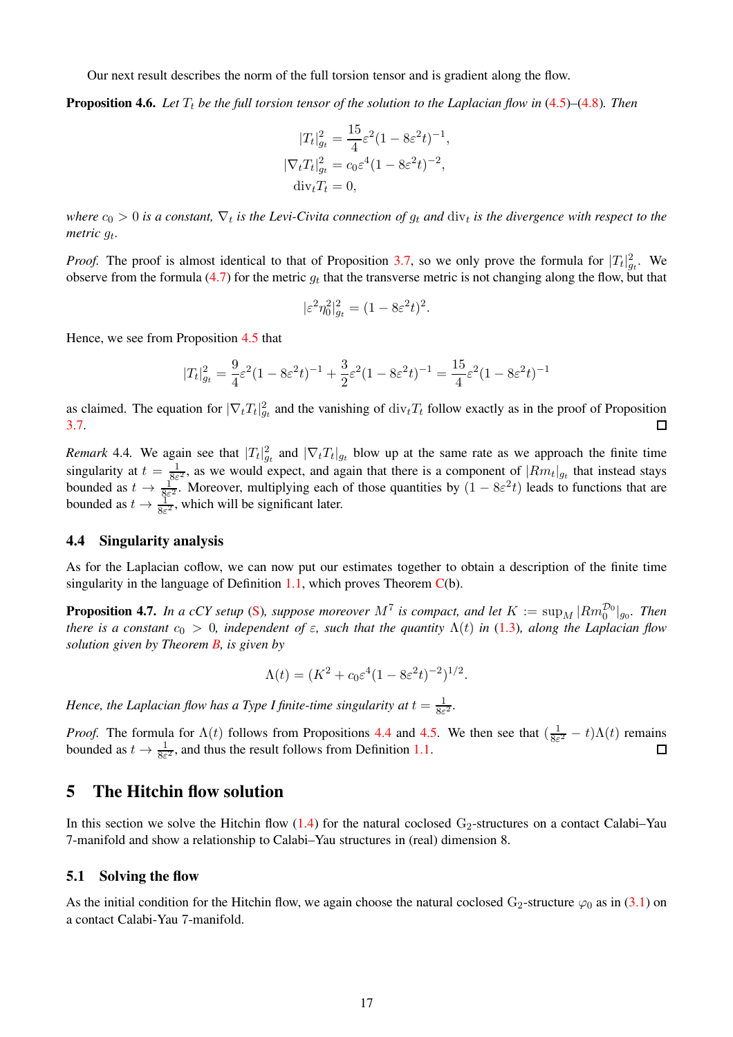Our next result describes the norm of the full torsion tensor and is gradient along the flow.

**Proposition 4.6.** *Let $T_t$ be the full torsion tensor of the solution to the Laplacian flow in (4.5)–(4.8). Then*

$$
\begin{aligned}
|T_t|^2_{g_t} &= \frac{15}{4}\varepsilon^2(1-8\varepsilon^2 t)^{-1},\\
|\nabla_t T_t|^2_{g_t} &= c_0\varepsilon^4(1-8\varepsilon^2 t)^{-2},\\
\operatorname{div}_t T_t &= 0,
\end{aligned}
$$

*where $c_0 > 0$ is a constant, $\nabla_t$ is the Levi-Civita connection of $g_t$ and $\operatorname{div}_t$ is the divergence with respect to the metric $g_t$.*

*Proof.* The proof is almost identical to that of Proposition 3.7, so we only prove the formula for $|T_t|^2_{g_t}$. We observe from the formula (4.7) for the metric $g_t$ that the transverse metric is not changing along the flow, but that

$$
|\varepsilon^2\eta_0^2|^2_{g_t} = (1-8\varepsilon^2 t)^2.
$$

Hence, we see from Proposition 4.5 that

$$
|T_t|^2_{g_t} = \frac{9}{4}\varepsilon^2(1-8\varepsilon^2 t)^{-1} + \frac{3}{2}\varepsilon^2(1-8\varepsilon^2 t)^{-1} = \frac{15}{4}\varepsilon^2(1-8\varepsilon^2 t)^{-1}
$$

as claimed. The equation for $|\nabla_t T_t|^2_{g_t}$ and the vanishing of $\operatorname{div}_t T_t$ follow exactly as in the proof of Proposition 3.7. ☐

*Remark* 4.4. We again see that $|T_t|^2_{g_t}$ and $|\nabla_t T_t|_{g_t}$ blow up at the same rate as we approach the finite time singularity at $t = \frac{1}{8\varepsilon^2}$, as we would expect, and again that there is a component of $|Rm_t|_{g_t}$ that instead stays bounded as $t \to \frac{1}{8\varepsilon^2}$. Moreover, multiplying each of those quantities by $(1-8\varepsilon^2 t)$ leads to functions that are bounded as $t \to \frac{1}{8\varepsilon^2}$, which will be significant later.

### 4.4 Singularity analysis

As for the Laplacian coflow, we can now put our estimates together to obtain a description of the finite time singularity in the language of Definition 1.1, which proves Theorem C(b).

**Proposition 4.7.** *In a cCY setup (S), suppose moreover $M^7$ is compact, and let $K := \sup_M |Rm_0^{\mathcal{D}_0}|_{g_0}$. Then there is a constant $c_0 > 0$, independent of $\varepsilon$, such that the quantity $\Lambda(t)$ in (1.3), along the Laplacian flow solution given by Theorem B, is given by*

$$
\Lambda(t) = (K^2 + c_0\varepsilon^4(1-8\varepsilon^2 t)^{-2})^{1/2}.
$$

*Hence, the Laplacian flow has a Type I finite-time singularity at $t = \frac{1}{8\varepsilon^2}$.*

*Proof.* The formula for $\Lambda(t)$ follows from Propositions 4.4 and 4.5. We then see that $(\frac{1}{8\varepsilon^2} - t)\Lambda(t)$ remains bounded as $t \to \frac{1}{8\varepsilon^2}$, and thus the result follows from Definition 1.1. ☐

## 5 The Hitchin flow solution

In this section we solve the Hitchin flow (1.4) for the natural coclosed $\mathrm{G}_2$-structures on a contact Calabi–Yau 7-manifold and show a relationship to Calabi–Yau structures in (real) dimension 8.

### 5.1 Solving the flow

As the initial condition for the Hitchin flow, we again choose the natural coclosed $\mathrm{G}_2$-structure $\varphi_0$ as in (3.1) on a contact Calabi-Yau 7-manifold.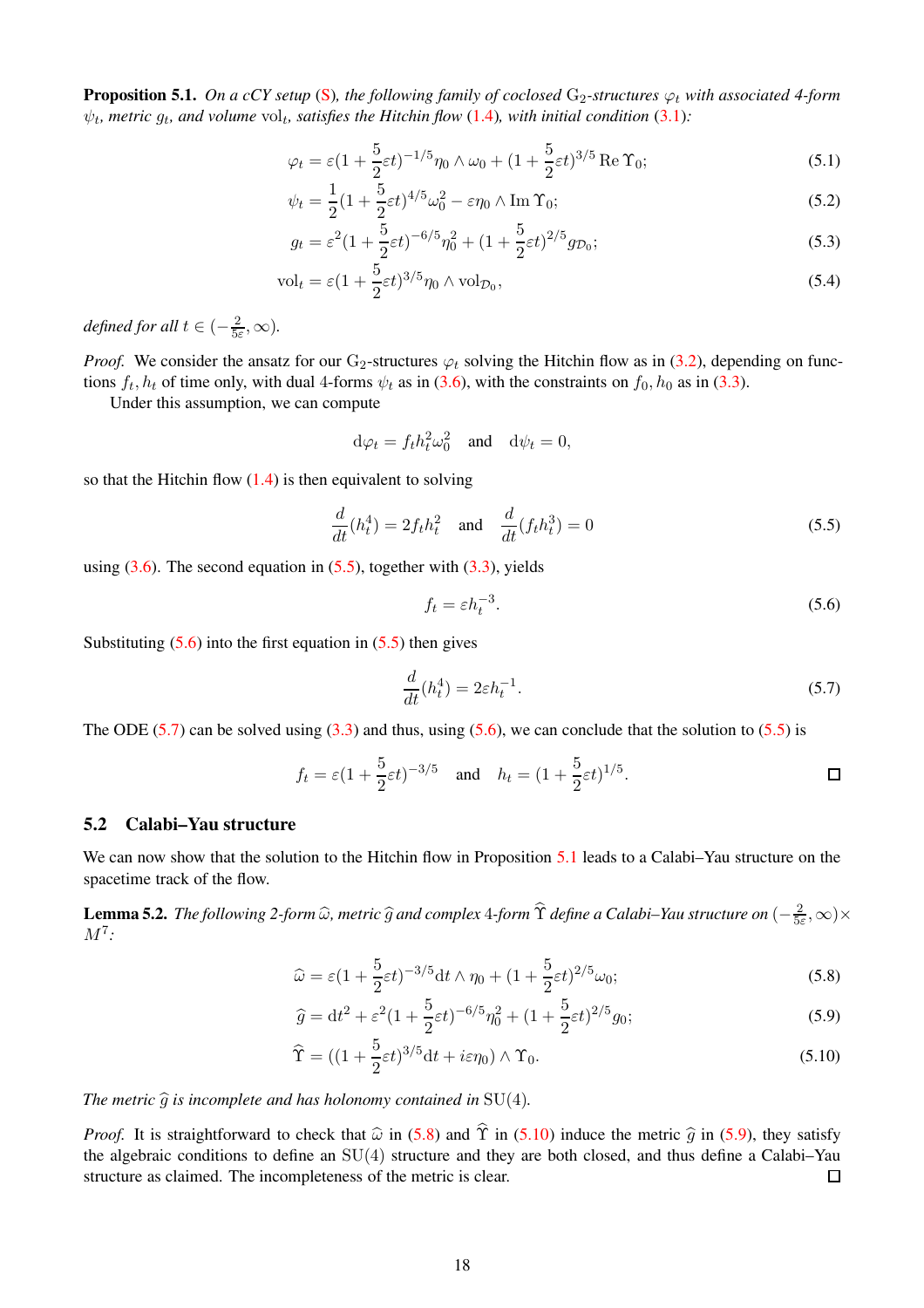**Proposition 5.1.** *On a cCY setup (S), the following family of coclosed* $\mathrm{G}_2$*-structures* $\varphi_t$ *with associated 4-form* $\psi_t$*, metric* $g_t$*, and volume* $\mathrm{vol}_t$*, satisfies the Hitchin flow (1.4), with initial condition (3.1):*

$$\varphi_t = \varepsilon(1+\frac{5}{2}\varepsilon t)^{-1/5}\eta_0\wedge\omega_0 + (1+\frac{5}{2}\varepsilon t)^{3/5}\,\mathrm{Re}\,\Upsilon_0; \tag{5.1}$$

$$\psi_t = \frac{1}{2}(1+\frac{5}{2}\varepsilon t)^{4/5}\omega_0^2 - \varepsilon\eta_0\wedge\mathrm{Im}\,\Upsilon_0; \tag{5.2}$$

$$g_t = \varepsilon^2(1+\frac{5}{2}\varepsilon t)^{-6/5}\eta_0^2 + (1+\frac{5}{2}\varepsilon t)^{2/5}g_{\mathcal{D}_0}; \tag{5.3}$$

$$\mathrm{vol}_t = \varepsilon(1+\frac{5}{2}\varepsilon t)^{3/5}\eta_0\wedge\mathrm{vol}_{\mathcal{D}_0}, \tag{5.4}$$

*defined for all* $t\in(-\frac{2}{5\varepsilon},\infty)$*.*

*Proof.* We consider the ansatz for our $\mathrm{G}_2$-structures $\varphi_t$ solving the Hitchin flow as in (3.2), depending on functions $f_t, h_t$ of time only, with dual 4-forms $\psi_t$ as in (3.6), with the constraints on $f_0, h_0$ as in (3.3).

Under this assumption, we can compute

$$\mathrm{d}\varphi_t = f_t h_t^2\omega_0^2 \quad\text{and}\quad \mathrm{d}\psi_t = 0,$$

so that the Hitchin flow (1.4) is then equivalent to solving

$$\frac{d}{dt}(h_t^4) = 2f_t h_t^2 \quad\text{and}\quad \frac{d}{dt}(f_t h_t^3) = 0 \tag{5.5}$$

using (3.6). The second equation in (5.5), together with (3.3), yields

$$f_t = \varepsilon h_t^{-3}. \tag{5.6}$$

Substituting (5.6) into the first equation in (5.5) then gives

$$\frac{d}{dt}(h_t^4) = 2\varepsilon h_t^{-1}. \tag{5.7}$$

The ODE (5.7) can be solved using (3.3) and thus, using (5.6), we can conclude that the solution to (5.5) is

$$f_t = \varepsilon(1+\frac{5}{2}\varepsilon t)^{-3/5} \quad\text{and}\quad h_t = (1+\frac{5}{2}\varepsilon t)^{1/5}. \qquad\square$$

## 5.2 Calabi–Yau structure

We can now show that the solution to the Hitchin flow in Proposition 5.1 leads to a Calabi–Yau structure on the spacetime track of the flow.

**Lemma 5.2.** *The following 2-form* $\widehat{\omega}$*, metric* $\widehat{g}$ *and complex 4-form* $\widehat{\Upsilon}$ *define a Calabi–Yau structure on* $(-\frac{2}{5\varepsilon},\infty)\times M^7$*:*

$$\widehat{\omega} = \varepsilon(1+\frac{5}{2}\varepsilon t)^{-3/5}\mathrm{d}t\wedge\eta_0 + (1+\frac{5}{2}\varepsilon t)^{2/5}\omega_0; \tag{5.8}$$

$$\widehat{g} = \mathrm{d}t^2 + \varepsilon^2(1+\frac{5}{2}\varepsilon t)^{-6/5}\eta_0^2 + (1+\frac{5}{2}\varepsilon t)^{2/5}g_0; \tag{5.9}$$

$$\widehat{\Upsilon} = ((1+\frac{5}{2}\varepsilon t)^{3/5}\mathrm{d}t + i\varepsilon\eta_0)\wedge\Upsilon_0. \tag{5.10}$$

*The metric* $\widehat{g}$ *is incomplete and has holonomy contained in* $\mathrm{SU}(4)$*.*

*Proof.* It is straightforward to check that $\widehat{\omega}$ in (5.8) and $\widehat{\Upsilon}$ in (5.10) induce the metric $\widehat{g}$ in (5.9), they satisfy the algebraic conditions to define an $\mathrm{SU}(4)$ structure and they are both closed, and thus define a Calabi–Yau structure as claimed. The incompleteness of the metric is clear. $\square$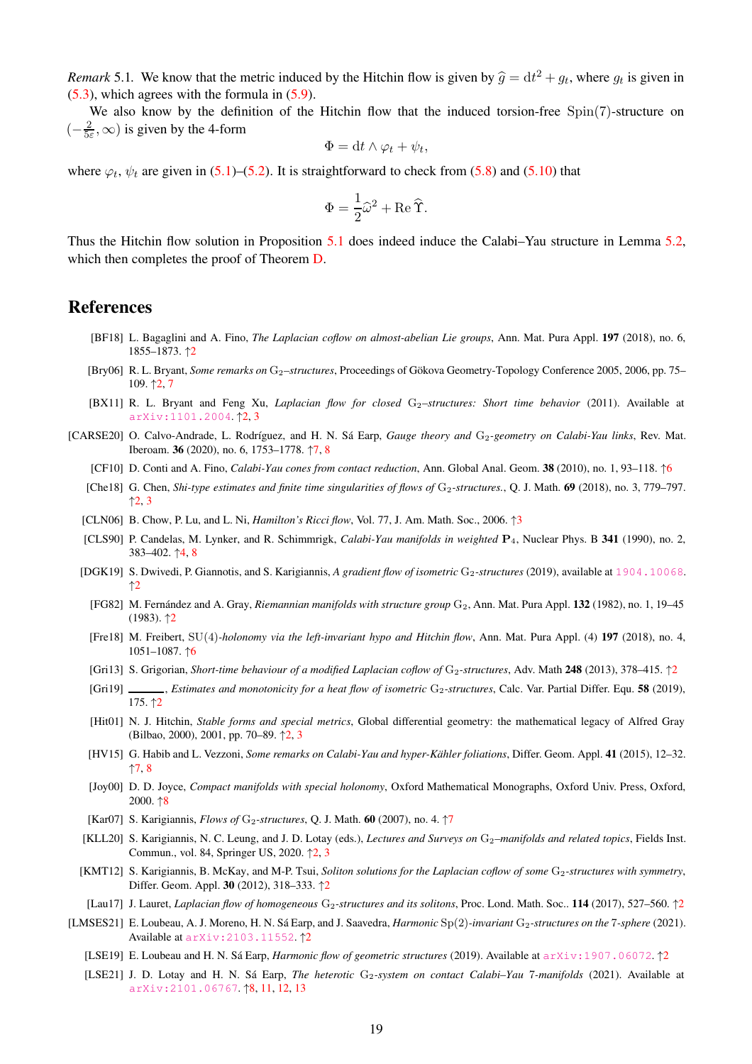*Remark* 5.1. We know that the metric induced by the Hitchin flow is given by $\widehat{g} = \mathrm{d}t^2 + g_t$, where $g_t$ is given in (5.3), which agrees with the formula in (5.9).

We also know by the definition of the Hitchin flow that the induced torsion-free $\mathrm{Spin}(7)$-structure on $(-\frac{2}{5\varepsilon}, \infty)$ is given by the 4-form

$$\Phi = \mathrm{d}t \wedge \varphi_t + \psi_t,$$

where $\varphi_t$, $\psi_t$ are given in (5.1)–(5.2). It is straightforward to check from (5.8) and (5.10) that

$$\Phi = \frac{1}{2}\widehat{\omega}^2 + \mathrm{Re}\,\widehat{\Upsilon}.$$

Thus the Hitchin flow solution in Proposition 5.1 does indeed induce the Calabi–Yau structure in Lemma 5.2, which then completes the proof of Theorem D.

## References

[BF18] L. Bagaglini and A. Fino, *The Laplacian coflow on almost-abelian Lie groups*, Ann. Mat. Pura Appl. **197** (2018), no. 6, 1855–1873. ↑2

[Bry06] R. L. Bryant, *Some remarks on* $\mathrm{G}_2$*–structures*, Proceedings of Gökova Geometry-Topology Conference 2005, 2006, pp. 75–109. ↑2, 7

[BX11] R. L. Bryant and Feng Xu, *Laplacian flow for closed* $\mathrm{G}_2$*–structures: Short time behavior* (2011). Available at arXiv:1101.2004. ↑2, 3

[CARSE20] O. Calvo-Andrade, L. Rodríguez, and H. N. Sá Earp, *Gauge theory and* $\mathrm{G}_2$*-geometry on Calabi-Yau links*, Rev. Mat. Iberoam. **36** (2020), no. 6, 1753–1778. ↑7, 8

[CF10] D. Conti and A. Fino, *Calabi-Yau cones from contact reduction*, Ann. Global Anal. Geom. **38** (2010), no. 1, 93–118. ↑6

[Che18] G. Chen, *Shi-type estimates and finite time singularities of flows of* $\mathrm{G}_2$*-structures.*, Q. J. Math. **69** (2018), no. 3, 779–797. ↑2, 3

[CLN06] B. Chow, P. Lu, and L. Ni, *Hamilton's Ricci flow*, Vol. 77, J. Am. Math. Soc., 2006. ↑3

[CLS90] P. Candelas, M. Lynker, and R. Schimmrigk, *Calabi-Yau manifolds in weighted* $\mathbf{P}_4$, Nuclear Phys. B **341** (1990), no. 2, 383–402. ↑4, 8

[DGK19] S. Dwivedi, P. Giannotis, and S. Karigiannis, *A gradient flow of isometric* $\mathrm{G}_2$*-structures* (2019), available at 1904.10068. ↑2

[FG82] M. Fernández and A. Gray, *Riemannian manifolds with structure group* $\mathrm{G}_2$, Ann. Mat. Pura Appl. **132** (1982), no. 1, 19–45 (1983). ↑2

[Fre18] M. Freibert, $\mathrm{SU}(4)$*-holonomy via the left-invariant hypo and Hitchin flow*, Ann. Mat. Pura Appl. (4) **197** (2018), no. 4, 1051–1087. ↑6

[Gri13] S. Grigorian, *Short-time behaviour of a modified Laplacian coflow of* $\mathrm{G}_2$*-structures*, Adv. Math **248** (2013), 378–415. ↑2

[Gri19] ______, *Estimates and monotonicity for a heat flow of isometric* $\mathrm{G}_2$*-structures*, Calc. Var. Partial Differ. Equ. **58** (2019), 175. ↑2

[Hit01] N. J. Hitchin, *Stable forms and special metrics*, Global differential geometry: the mathematical legacy of Alfred Gray (Bilbao, 2000), 2001, pp. 70–89. ↑2, 3

[HV15] G. Habib and L. Vezzoni, *Some remarks on Calabi-Yau and hyper-Kähler foliations*, Differ. Geom. Appl. **41** (2015), 12–32. ↑7, 8

[Joy00] D. D. Joyce, *Compact manifolds with special holonomy*, Oxford Mathematical Monographs, Oxford Univ. Press, Oxford, 2000. ↑8

[Kar07] S. Karigiannis, *Flows of* $\mathrm{G}_2$*-structures*, Q. J. Math. **60** (2007), no. 4. ↑7

[KLL20] S. Karigiannis, N. C. Leung, and J. D. Lotay (eds.), *Lectures and Surveys on* $\mathrm{G}_2$*–manifolds and related topics*, Fields Inst. Commun., vol. 84, Springer US, 2020. ↑2, 3

[KMT12] S. Karigiannis, B. McKay, and M-P. Tsui, *Soliton solutions for the Laplacian coflow of some* $\mathrm{G}_2$*-structures with symmetry*, Differ. Geom. Appl. **30** (2012), 318–333. ↑2

[Lau17] J. Lauret, *Laplacian flow of homogeneous* $\mathrm{G}_2$*-structures and its solitons*, Proc. Lond. Math. Soc.. **114** (2017), 527–560. ↑2

[LMSES21] E. Loubeau, A. J. Moreno, H. N. Sá Earp, and J. Saavedra, *Harmonic* $\mathrm{Sp}(2)$*-invariant* $\mathrm{G}_2$*-structures on the 7-sphere* (2021). Available at arXiv:2103.11552. ↑2

[LSE19] E. Loubeau and H. N. Sá Earp, *Harmonic flow of geometric structures* (2019). Available at arXiv:1907.06072. ↑2

[LSE21] J. D. Lotay and H. N. Sá Earp, *The heterotic* $\mathrm{G}_2$*-system on contact Calabi–Yau 7-manifolds* (2021). Available at arXiv:2101.06767. ↑8, 11, 12, 13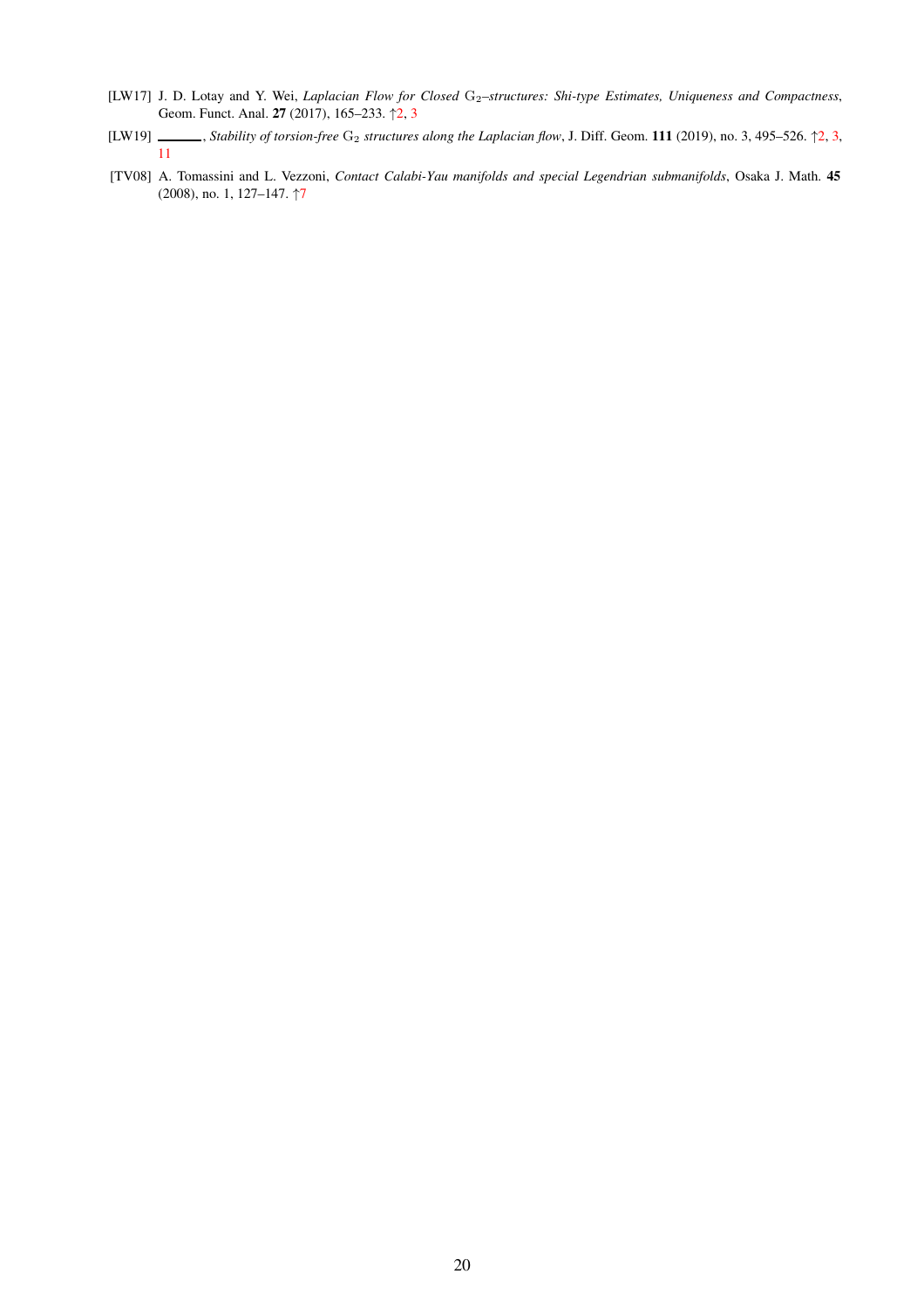- [LW17] J. D. Lotay and Y. Wei, *Laplacian Flow for Closed* $\mathrm{G}_2$*–structures: Shi-type Estimates, Uniqueness and Compactness*, Geom. Funct. Anal. **27** (2017), 165–233. ↑2, 3
- [LW19] ______, *Stability of torsion-free* $\mathrm{G}_2$ *structures along the Laplacian flow*, J. Diff. Geom. **111** (2019), no. 3, 495–526. ↑2, 3, 11
- [TV08] A. Tomassini and L. Vezzoni, *Contact Calabi-Yau manifolds and special Legendrian submanifolds*, Osaka J. Math. **45** (2008), no. 1, 127–147. ↑7